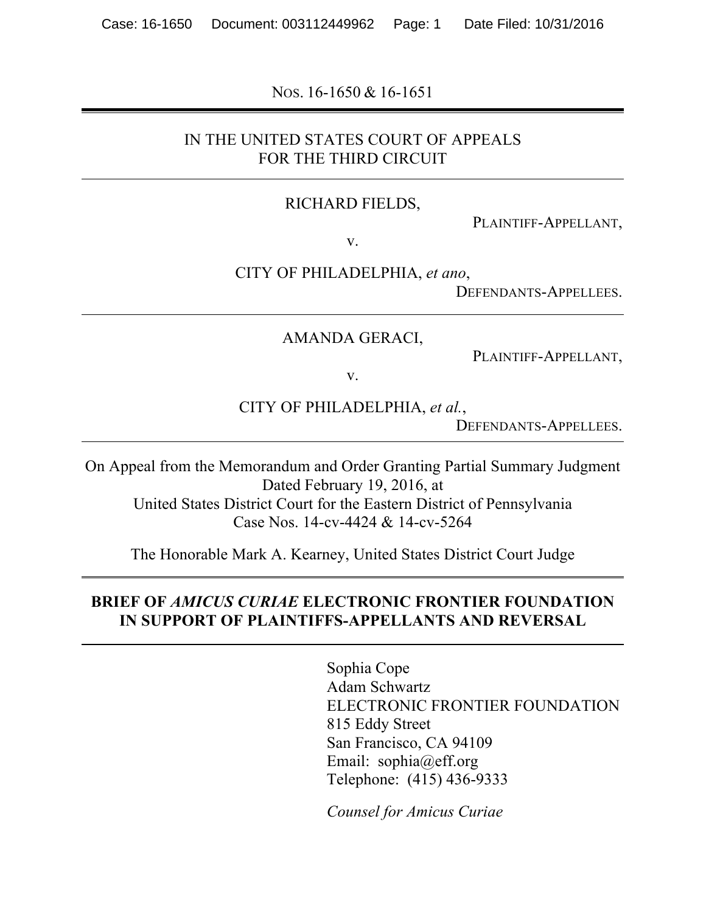NOS. 16-1650 & 16-1651

---

IN THE UNITED STATES COURT OF APPEALS
FOR THE THIRD CIRCUIT

---

RICHARD FIELDS,

PLAINTIFF-APPELLANT,

v.

CITY OF PHILADELPHIA, *et ano*,

DEFENDANTS-APPELLEES.

---

AMANDA GERACI,

PLAINTIFF-APPELLANT,

v.

CITY OF PHILADELPHIA, *et al.*,

DEFENDANTS-APPELLEES.

---

On Appeal from the Memorandum and Order Granting Partial Summary Judgment
Dated February 19, 2016, at
United States District Court for the Eastern District of Pennsylvania
Case Nos. 14-cv-4424 & 14-cv-5264

The Honorable Mark A. Kearney, United States District Court Judge

---

**BRIEF OF *AMICUS CURIAE* ELECTRONIC FRONTIER FOUNDATION IN SUPPORT OF PLAINTIFFS-APPELLANTS AND REVERSAL**

---

Sophia Cope
Adam Schwartz
ELECTRONIC FRONTIER FOUNDATION
815 Eddy Street
San Francisco, CA 94109
Email: sophia@eff.org
Telephone: (415) 436-9333

*Counsel for Amicus Curiae*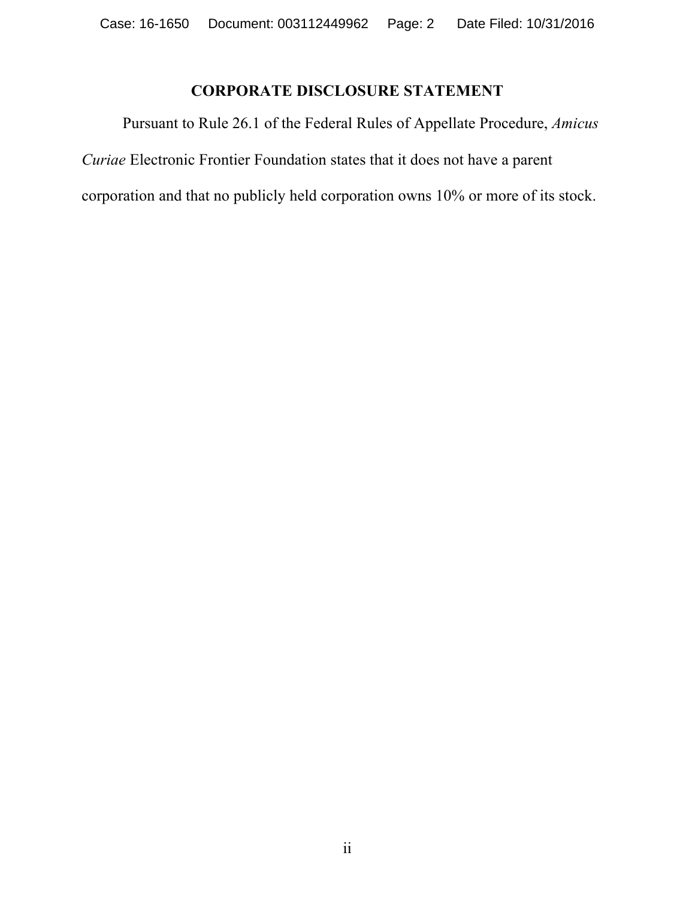## CORPORATE DISCLOSURE STATEMENT

Pursuant to Rule 26.1 of the Federal Rules of Appellate Procedure, *Amicus Curiae* Electronic Frontier Foundation states that it does not have a parent corporation and that no publicly held corporation owns 10% or more of its stock.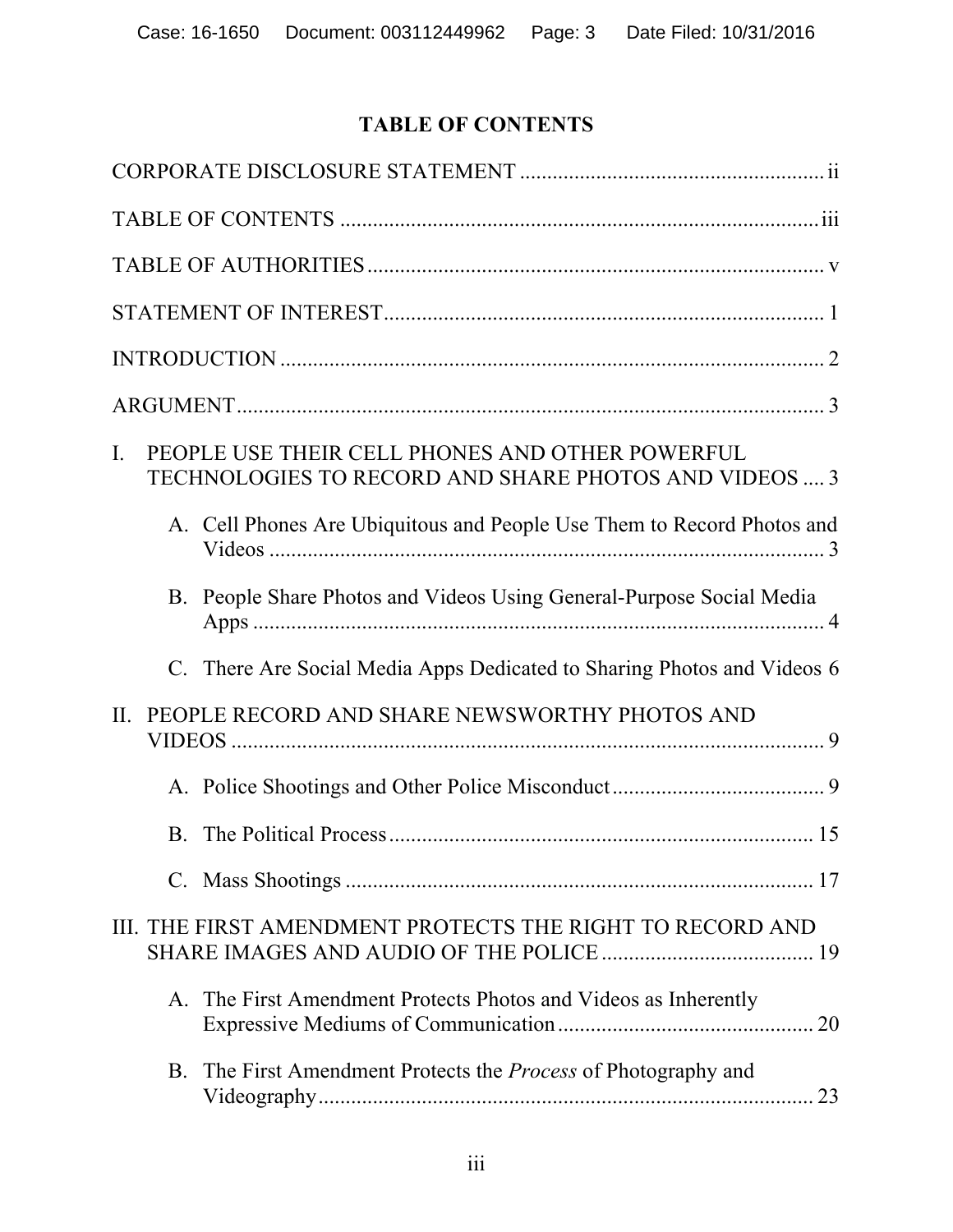# TABLE OF CONTENTS

CORPORATE DISCLOSURE STATEMENT ........................................................ ii

TABLE OF CONTENTS ........................................................................................ iii

TABLE OF AUTHORITIES .................................................................................... v

STATEMENT OF INTEREST ................................................................................. 1

INTRODUCTION .................................................................................................... 2

ARGUMENT ............................................................................................................ 3

I. PEOPLE USE THEIR CELL PHONES AND OTHER POWERFUL TECHNOLOGIES TO RECORD AND SHARE PHOTOS AND VIDEOS .... 3

   A. Cell Phones Are Ubiquitous and People Use Them to Record Photos and Videos ........................................................................................................ 3

   B. People Share Photos and Videos Using General-Purpose Social Media Apps .......................................................................................................... 4

   C. There Are Social Media Apps Dedicated to Sharing Photos and Videos 6

II. PEOPLE RECORD AND SHARE NEWSWORTHY PHOTOS AND VIDEOS .............................................................................................................. 9

   A. Police Shootings and Other Police Misconduct ....................................... 9

   B. The Political Process ............................................................................... 15

   C. Mass Shootings ....................................................................................... 17

III. THE FIRST AMENDMENT PROTECTS THE RIGHT TO RECORD AND SHARE IMAGES AND AUDIO OF THE POLICE ....................................... 19

   A. The First Amendment Protects Photos and Videos as Inherently Expressive Mediums of Communication ............................................... 20

   B. The First Amendment Protects the *Process* of Photography and Videography ............................................................................................ 23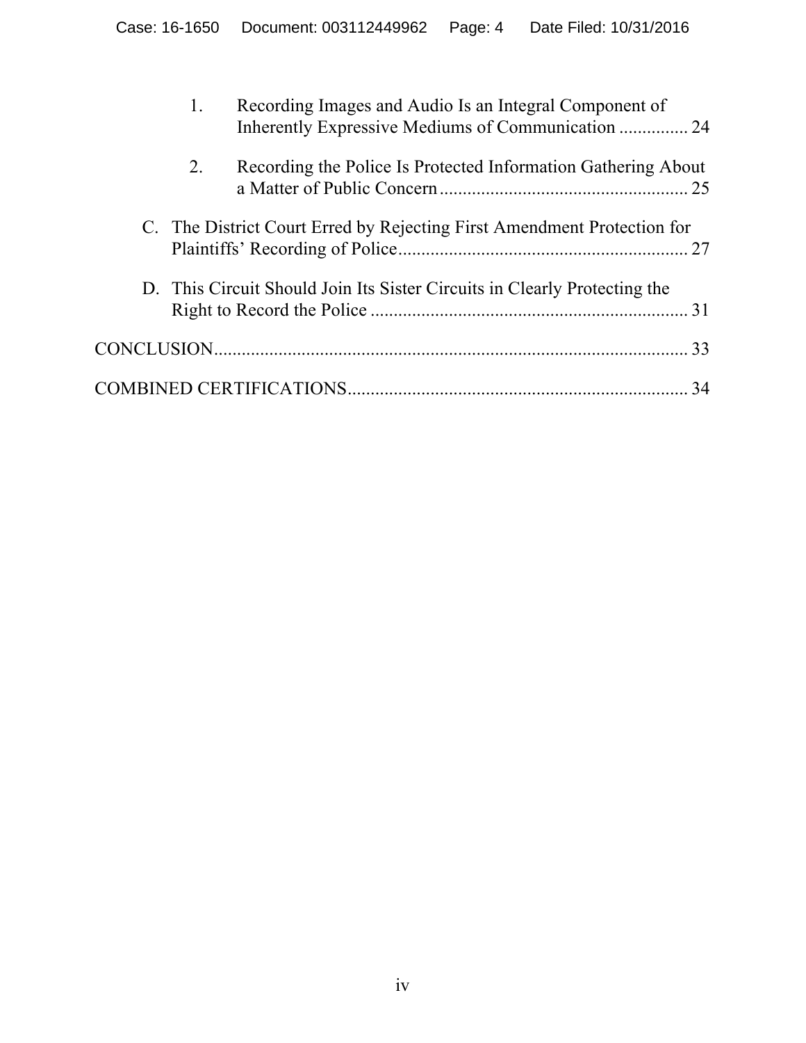1. Recording Images and Audio Is an Integral Component of Inherently Expressive Mediums of Communication ............... 24

2. Recording the Police Is Protected Information Gathering About a Matter of Public Concern ...................................................... 25

C. The District Court Erred by Rejecting First Amendment Protection for Plaintiffs' Recording of Police ............................................................... 27

D. This Circuit Should Join Its Sister Circuits in Clearly Protecting the Right to Record the Police ..................................................................... 31

CONCLUSION ........................................................................................... 33

COMBINED CERTIFICATIONS .......................................................................... 34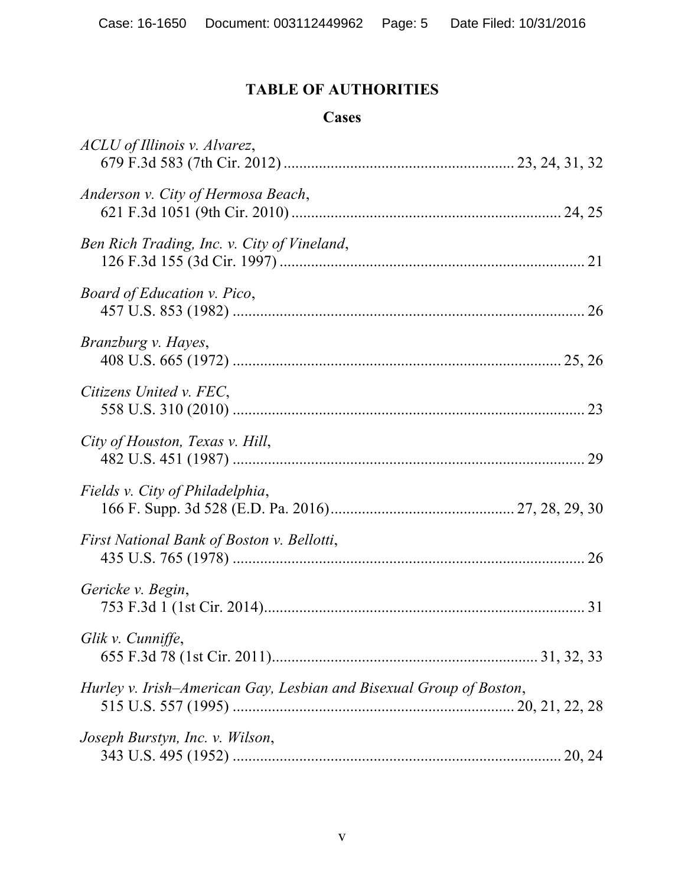## TABLE OF AUTHORITIES

### Cases

*ACLU of Illinois v. Alvarez*,
679 F.3d 583 (7th Cir. 2012) .......................................................... 23, 24, 31, 32

*Anderson v. City of Hermosa Beach*,
621 F.3d 1051 (9th Cir. 2010) .................................................................... 24, 25

*Ben Rich Trading, Inc. v. City of Vineland*,
126 F.3d 155 (3d Cir. 1997) ............................................................................. 21

*Board of Education v. Pico*,
457 U.S. 853 (1982) ......................................................................................... 26

*Branzburg v. Hayes*,
408 U.S. 665 (1972) .................................................................................... 25, 26

*Citizens United v. FEC*,
558 U.S. 310 (2010) ......................................................................................... 23

*City of Houston, Texas v. Hill*,
482 U.S. 451 (1987) ......................................................................................... 29

*Fields v. City of Philadelphia*,
166 F. Supp. 3d 528 (E.D. Pa. 2016)............................................... 27, 28, 29, 30

*First National Bank of Boston v. Bellotti*,
435 U.S. 765 (1978) ......................................................................................... 26

*Gericke v. Begin*,
753 F.3d 1 (1st Cir. 2014).................................................................................. 31

*Glik v. Cunniffe*,
655 F.3d 78 (1st Cir. 2011)................................................................... 31, 32, 33

*Hurley v. Irish–American Gay, Lesbian and Bisexual Group of Boston*,
515 U.S. 557 (1995) ....................................................................... 20, 21, 22, 28

*Joseph Burstyn, Inc. v. Wilson*,
343 U.S. 495 (1952) .................................................................................... 20, 24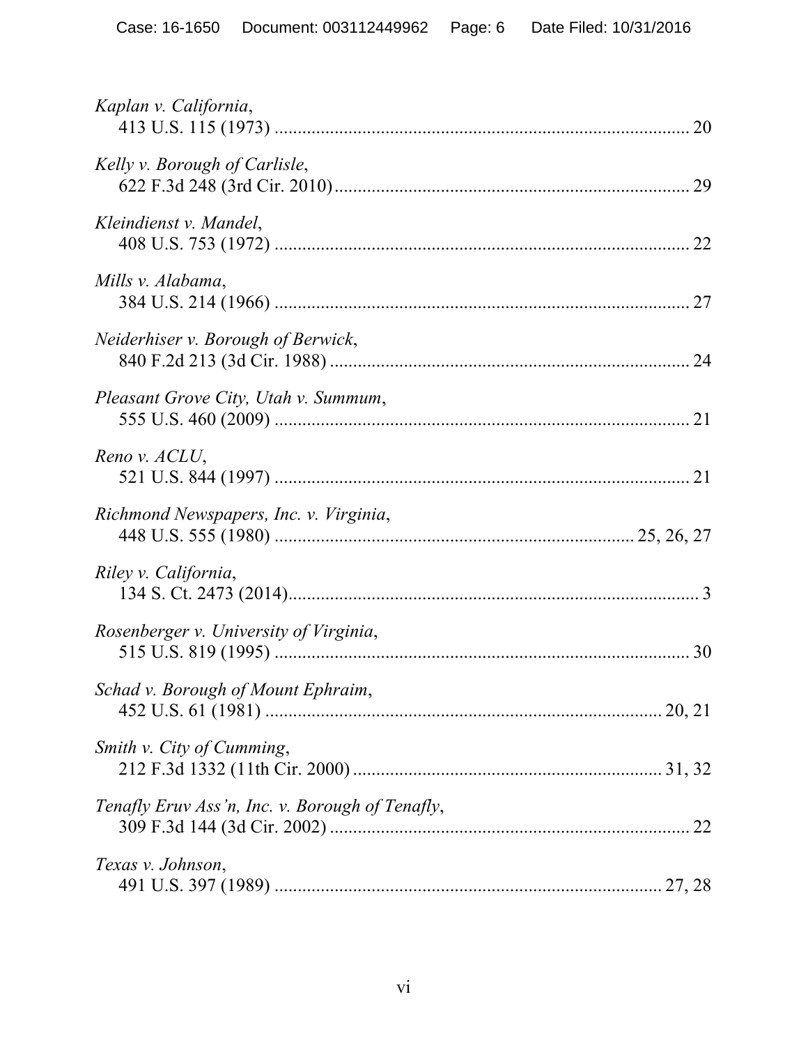*Kaplan v. California*,
413 U.S. 115 (1973) ........................................................................................ 20

*Kelly v. Borough of Carlisle*,
622 F.3d 248 (3rd Cir. 2010) ........................................................................... 29

*Kleindienst v. Mandel*,
408 U.S. 753 (1972) ........................................................................................ 22

*Mills v. Alabama*,
384 U.S. 214 (1966) ........................................................................................ 27

*Neiderhiser v. Borough of Berwick*,
840 F.2d 213 (3d Cir. 1988) ............................................................................. 24

*Pleasant Grove City, Utah v. Summum*,
555 U.S. 460 (2009) ........................................................................................ 21

*Reno v. ACLU*,
521 U.S. 844 (1997) ........................................................................................ 21

*Richmond Newspapers, Inc. v. Virginia*,
448 U.S. 555 (1980) .......................................................................... 25, 26, 27

*Riley v. California*,
134 S. Ct. 2473 (2014) ....................................................................................... 3

*Rosenberger v. University of Virginia*,
515 U.S. 819 (1995) ........................................................................................ 30

*Schad v. Borough of Mount Ephraim*,
452 U.S. 61 (1981) ...................................................................................... 20, 21

*Smith v. City of Cumming*,
212 F.3d 1332 (11th Cir. 2000) .................................................................. 31, 32

*Tenafly Eruv Ass'n, Inc. v. Borough of Tenafly*,
309 F.3d 144 (3d Cir. 2002) ............................................................................. 22

*Texas v. Johnson*,
491 U.S. 397 (1989) .................................................................................. 27, 28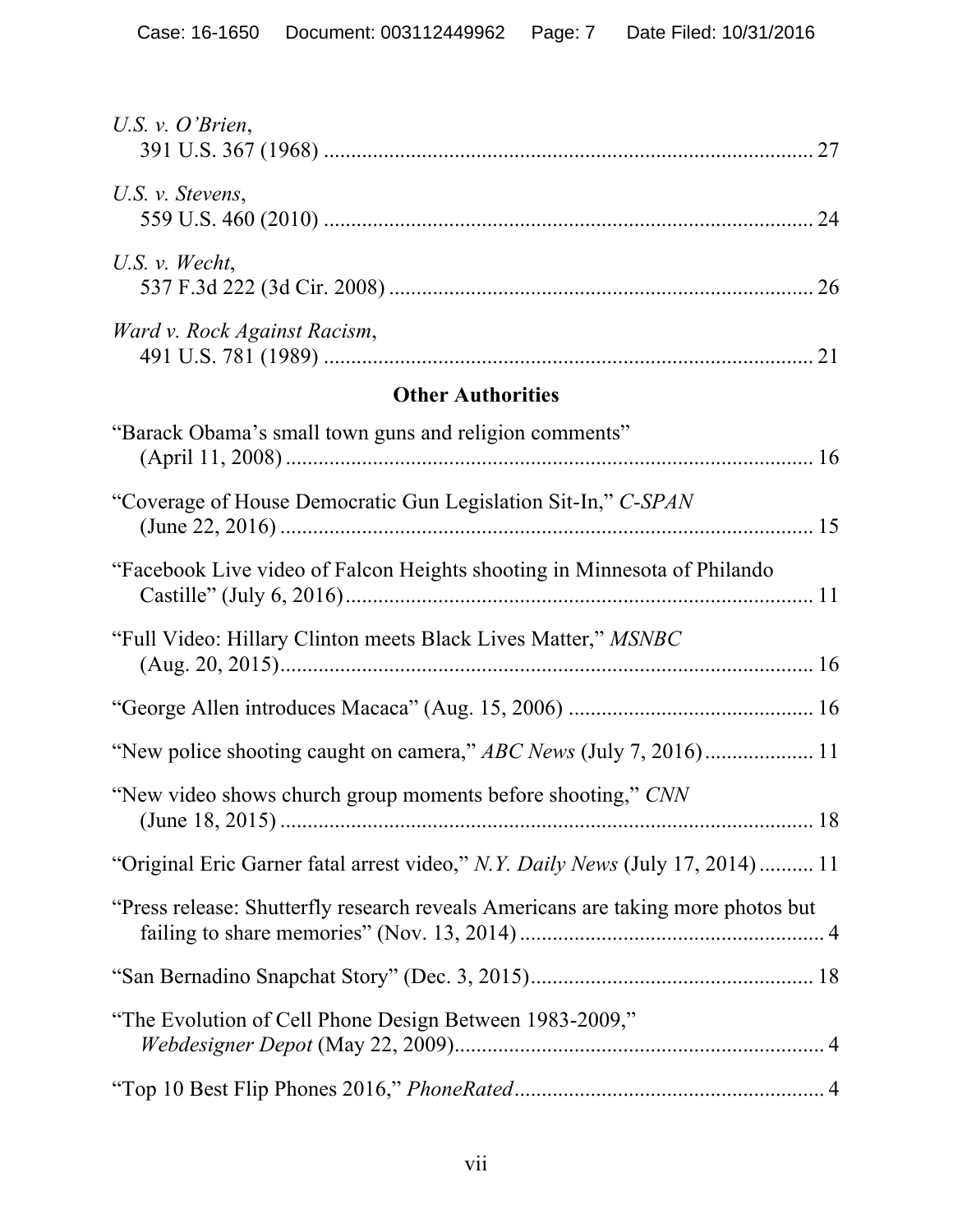*U.S. v. O'Brien*,
391 U.S. 367 (1968) .......................................................................................... 27

*U.S. v. Stevens*,
559 U.S. 460 (2010) .......................................................................................... 24

*U.S. v. Wecht*,
537 F.3d 222 (3d Cir. 2008) .............................................................................. 26

*Ward v. Rock Against Racism*,
491 U.S. 781 (1989) .......................................................................................... 21

**Other Authorities**

"Barack Obama's small town guns and religion comments"
(April 11, 2008) .................................................................................................. 16

"Coverage of House Democratic Gun Legislation Sit-In," *C-SPAN*
(June 22, 2016) ................................................................................................... 15

"Facebook Live video of Falcon Heights shooting in Minnesota of Philando
Castille" (July 6, 2016) ...................................................................................... 11

"Full Video: Hillary Clinton meets Black Lives Matter," *MSNBC*
(Aug. 20, 2015) ................................................................................................... 16

"George Allen introduces Macaca" (Aug. 15, 2006) ............................................. 16

"New police shooting caught on camera," *ABC News* (July 7, 2016) .................... 11

"New video shows church group moments before shooting," *CNN*
(June 18, 2015) ................................................................................................... 18

"Original Eric Garner fatal arrest video," *N.Y. Daily News* (July 17, 2014) .......... 11

"Press release: Shutterfly research reveals Americans are taking more photos but
failing to share memories" (Nov. 13, 2014) ........................................................ 4

"San Bernadino Snapchat Story" (Dec. 3, 2015) .................................................... 18

"The Evolution of Cell Phone Design Between 1983-2009,"
*Webdesigner Depot* (May 22, 2009) ................................................................... 4

"Top 10 Best Flip Phones 2016," *PhoneRated* ........................................................ 4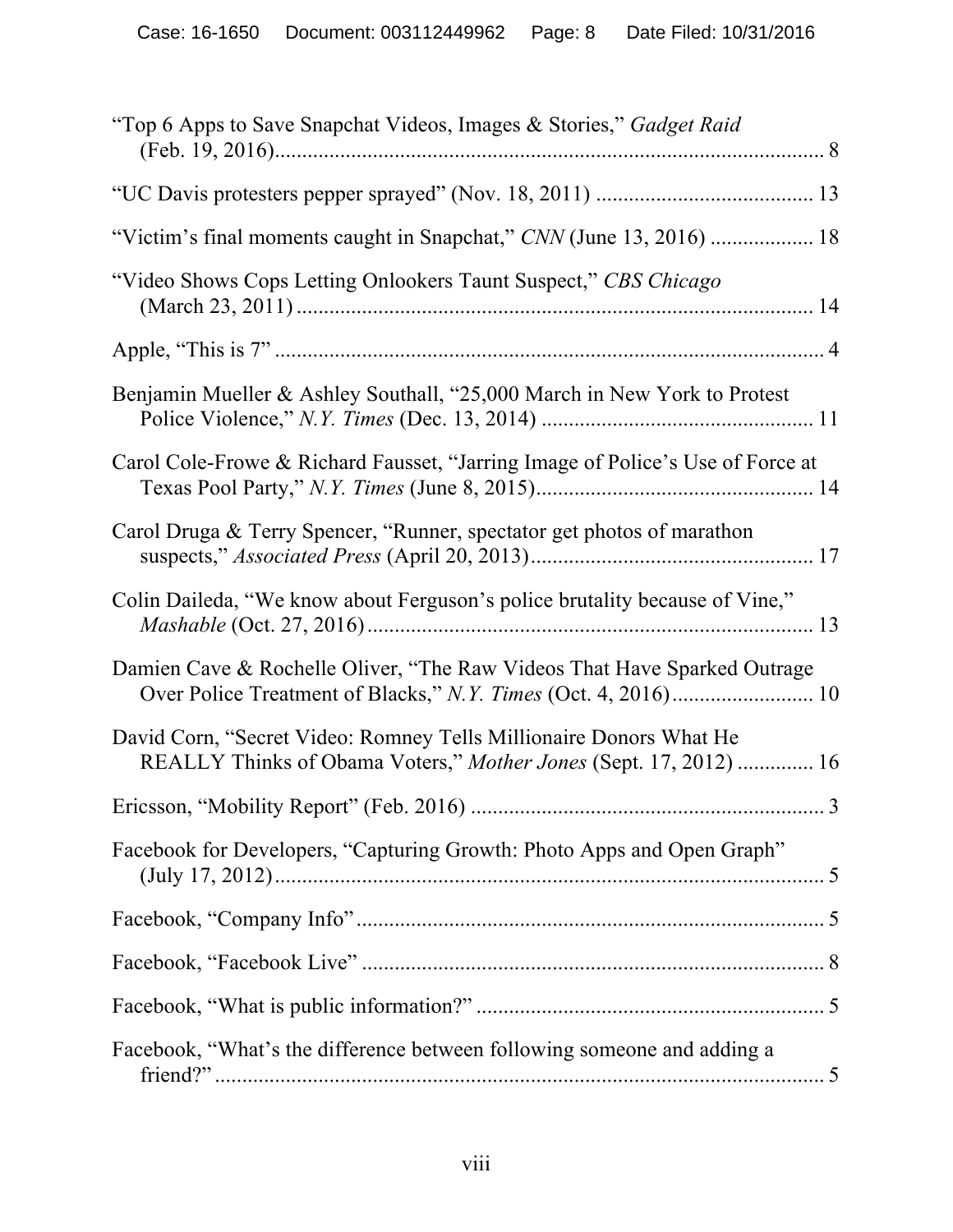"Top 6 Apps to Save Snapchat Videos, Images & Stories," *Gadget Raid* (Feb. 19, 2016).................................................................................................... 8

"UC Davis protesters pepper sprayed" (Nov. 18, 2011) ........................................ 13

"Victim's final moments caught in Snapchat," *CNN* (June 13, 2016) ................... 18

"Video Shows Cops Letting Onlookers Taunt Suspect," *CBS Chicago* (March 23, 2011) ............................................................................................... 14

Apple, "This is 7" ..................................................................................................... 4

Benjamin Mueller & Ashley Southall, "25,000 March in New York to Protest Police Violence," *N.Y. Times* (Dec. 13, 2014) .................................................. 11

Carol Cole-Frowe & Richard Fausset, "Jarring Image of Police's Use of Force at Texas Pool Party," *N.Y. Times* (June 8, 2015).................................................. 14

Carol Druga & Terry Spencer, "Runner, spectator get photos of marathon suspects," *Associated Press* (April 20, 2013)................................................... 17

Colin Daileda, "We know about Ferguson's police brutality because of Vine," *Mashable* (Oct. 27, 2016)................................................................................. 13

Damien Cave & Rochelle Oliver, "The Raw Videos That Have Sparked Outrage Over Police Treatment of Blacks," *N.Y. Times* (Oct. 4, 2016).......................... 10

David Corn, "Secret Video: Romney Tells Millionaire Donors What He REALLY Thinks of Obama Voters," *Mother Jones* (Sept. 17, 2012) ............. 16

Ericsson, "Mobility Report" (Feb. 2016) ................................................................ 3

Facebook for Developers, "Capturing Growth: Photo Apps and Open Graph" (July 17, 2012)..................................................................................................... 5

Facebook, "Company Info"..................................................................................... 5

Facebook, "Facebook Live" .................................................................................... 8

Facebook, "What is public information?" ............................................................... 5

Facebook, "What's the difference between following someone and adding a friend?" ................................................................................................................ 5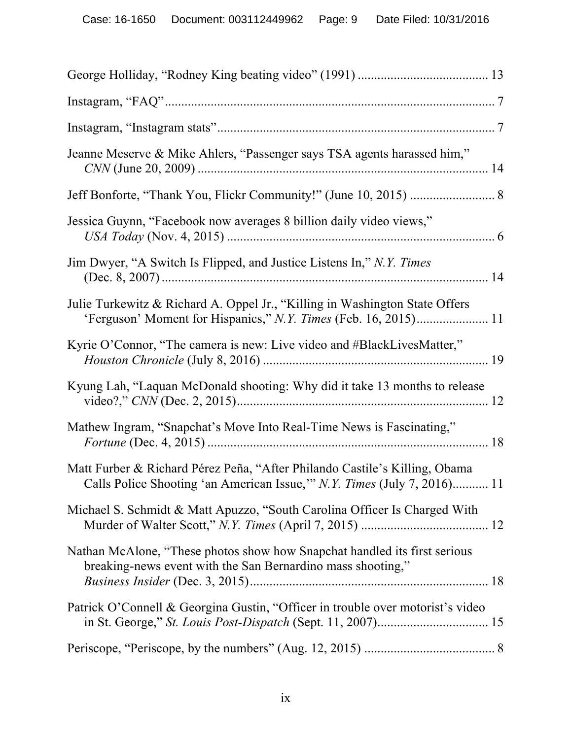George Holliday, "Rodney King beating video" (1991) ........................................ 13

Instagram, "FAQ" ................................................................................................ 7

Instagram, "Instagram stats" ................................................................................ 7

Jeanne Meserve & Mike Ahlers, "Passenger says TSA agents harassed him," *CNN* (June 20, 2009) ........................................................................................ 14

Jeff Bonforte, "Thank You, Flickr Community!" (June 10, 2015) .......................... 8

Jessica Guynn, "Facebook now averages 8 billion daily video views," *USA Today* (Nov. 4, 2015) ................................................................................ 6

Jim Dwyer, "A Switch Is Flipped, and Justice Listens In," *N.Y. Times* (Dec. 8, 2007) ................................................................................................... 14

Julie Turkewitz & Richard A. Oppel Jr., "Killing in Washington State Offers 'Ferguson' Moment for Hispanics," *N.Y. Times* (Feb. 16, 2015) ...................... 11

Kyrie O'Connor, "The camera is new: Live video and #BlackLivesMatter," *Houston Chronicle* (July 8, 2016) .................................................................... 19

Kyung Lah, "Laquan McDonald shooting: Why did it take 13 months to release video?," *CNN* (Dec. 2, 2015) ........................................................................... 12

Mathew Ingram, "Snapchat's Move Into Real-Time News is Fascinating," *Fortune* (Dec. 4, 2015) ..................................................................................... 18

Matt Furber & Richard Pérez Peña, "After Philando Castile's Killing, Obama Calls Police Shooting 'an American Issue,'" *N.Y. Times* (July 7, 2016) ........... 11

Michael S. Schmidt & Matt Apuzzo, "South Carolina Officer Is Charged With Murder of Walter Scott," *N.Y. Times* (April 7, 2015) ....................................... 12

Nathan McAlone, "These photos show how Snapchat handled its first serious breaking-news event with the San Bernardino mass shooting," *Business Insider* (Dec. 3, 2015) ....................................................................... 18

Patrick O'Connell & Georgina Gustin, "Officer in trouble over motorist's video in St. George," *St. Louis Post-Dispatch* (Sept. 11, 2007) ................................. 15

Periscope, "Periscope, by the numbers" (Aug. 12, 2015) ........................................ 8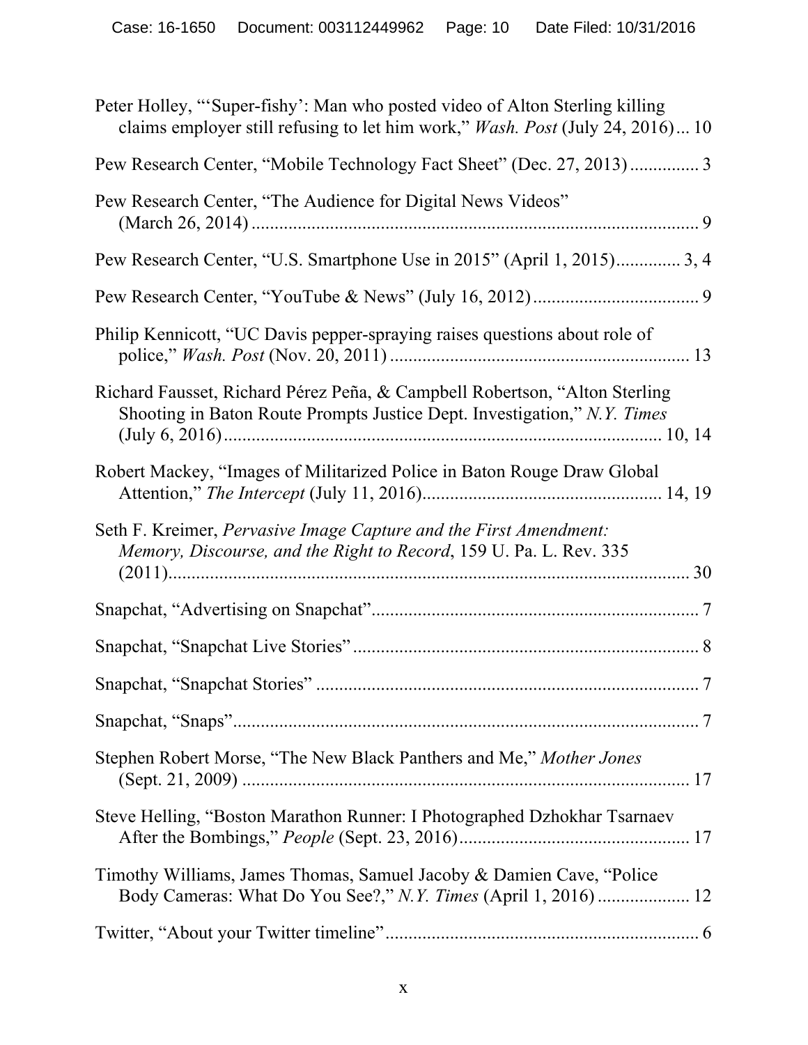Peter Holley, "'Super-fishy': Man who posted video of Alton Sterling killing claims employer still refusing to let him work," *Wash. Post* (July 24, 2016)... 10

Pew Research Center, "Mobile Technology Fact Sheet" (Dec. 27, 2013) ............... 3

Pew Research Center, "The Audience for Digital News Videos" (March 26, 2014) ............................................................................................ 9

Pew Research Center, "U.S. Smartphone Use in 2015" (April 1, 2015)............. 3, 4

Pew Research Center, "YouTube & News" (July 16, 2012).................................. 9

Philip Kennicott, "UC Davis pepper-spraying raises questions about role of police," *Wash. Post* (Nov. 20, 2011) ................................................................ 13

Richard Fausset, Richard Pérez Peña, & Campbell Robertson, "Alton Sterling Shooting in Baton Route Prompts Justice Dept. Investigation," *N.Y. Times* (July 6, 2016)............................................................................................ 10, 14

Robert Mackey, "Images of Militarized Police in Baton Rouge Draw Global Attention," *The Intercept* (July 11, 2016).................................................. 14, 19

Seth F. Kreimer, *Pervasive Image Capture and the First Amendment: Memory, Discourse, and the Right to Record*, 159 U. Pa. L. Rev. 335 (2011)............................................................................................................ 30

Snapchat, "Advertising on Snapchat"...................................................................... 7

Snapchat, "Snapchat Live Stories"........................................................................... 8

Snapchat, "Snapchat Stories" .................................................................................. 7

Snapchat, "Snaps"..................................................................................................... 7

Stephen Robert Morse, "The New Black Panthers and Me," *Mother Jones* (Sept. 21, 2009) ................................................................................................ 17

Steve Helling, "Boston Marathon Runner: I Photographed Dzhokhar Tsarnaev After the Bombings," *People* (Sept. 23, 2016)................................................. 17

Timothy Williams, James Thomas, Samuel Jacoby & Damien Cave, "Police Body Cameras: What Do You See?," *N.Y. Times* (April 1, 2016) .................... 12

Twitter, "About your Twitter timeline"................................................................... 6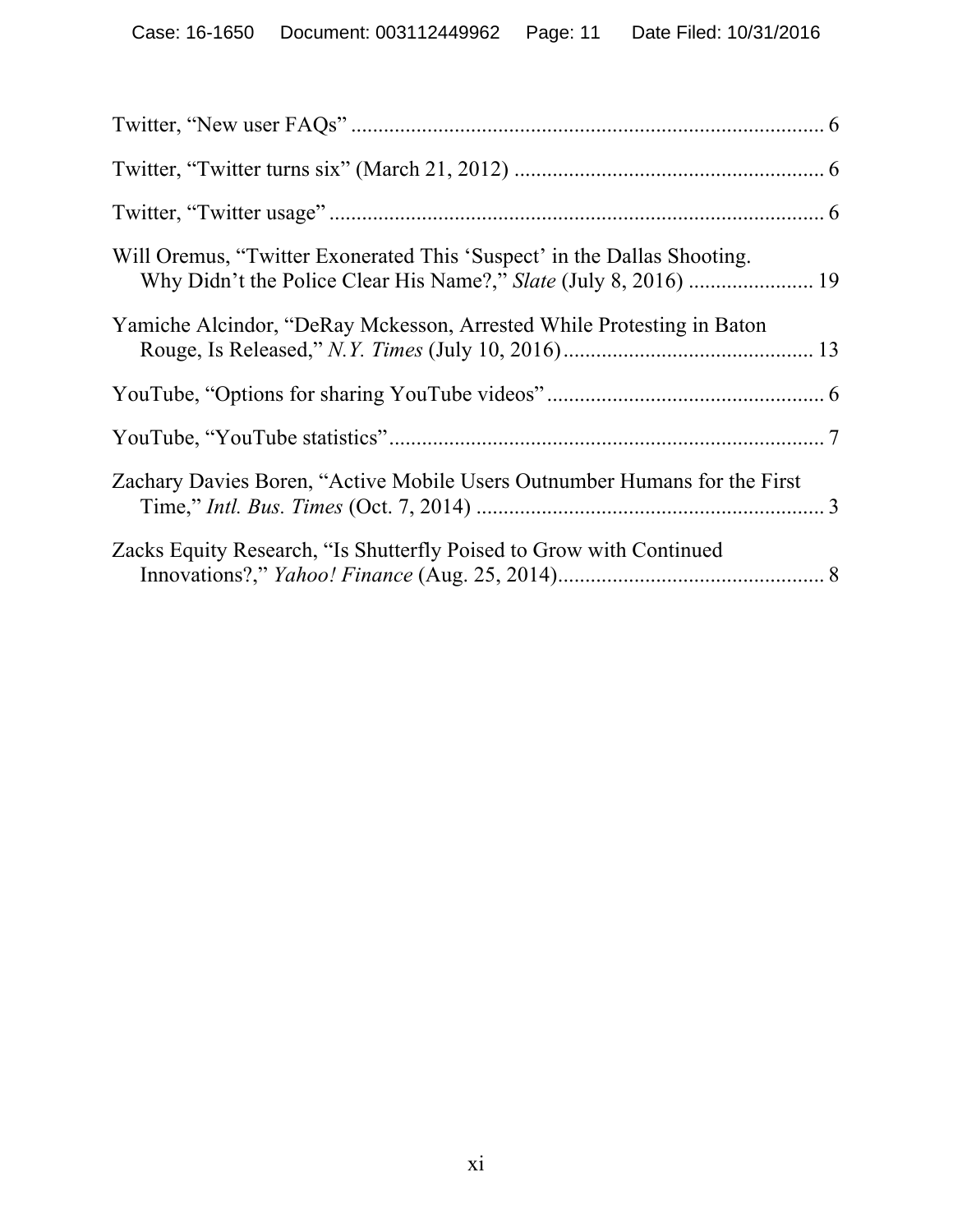Twitter, "New user FAQs" ........................................................................................ 6

Twitter, "Twitter turns six" (March 21, 2012) ......................................................... 6

Twitter, "Twitter usage" ........................................................................................... 6

Will Oremus, "Twitter Exonerated This 'Suspect' in the Dallas Shooting. Why Didn't the Police Clear His Name?," *Slate* (July 8, 2016) ....................... 19

Yamiche Alcindor, "DeRay Mckesson, Arrested While Protesting in Baton Rouge, Is Released," *N.Y. Times* (July 10, 2016).............................................. 13

YouTube, "Options for sharing YouTube videos" ................................................... 6

YouTube, "YouTube statistics" ................................................................................ 7

Zachary Davies Boren, "Active Mobile Users Outnumber Humans for the First Time," *Intl. Bus. Times* (Oct. 7, 2014) ................................................................ 3

Zacks Equity Research, "Is Shutterfly Poised to Grow with Continued Innovations?," *Yahoo! Finance* (Aug. 25, 2014)................................................. 8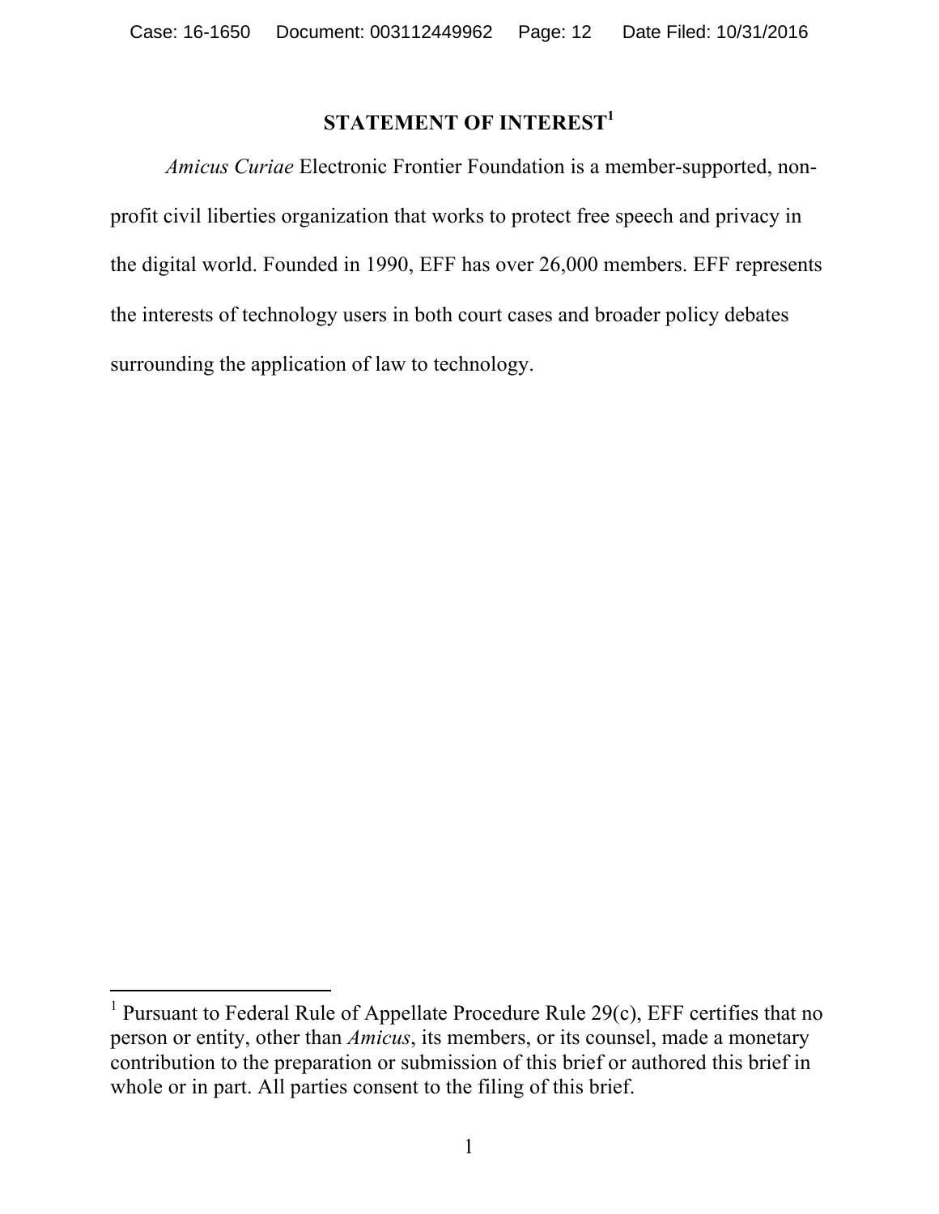## STATEMENT OF INTEREST[1]

*Amicus Curiae* Electronic Frontier Foundation is a member-supported, non-profit civil liberties organization that works to protect free speech and privacy in the digital world. Founded in 1990, EFF has over 26,000 members. EFF represents the interests of technology users in both court cases and broader policy debates surrounding the application of law to technology.

---

[1] Pursuant to Federal Rule of Appellate Procedure Rule 29(c), EFF certifies that no person or entity, other than *Amicus*, its members, or its counsel, made a monetary contribution to the preparation or submission of this brief or authored this brief in whole or in part. All parties consent to the filing of this brief.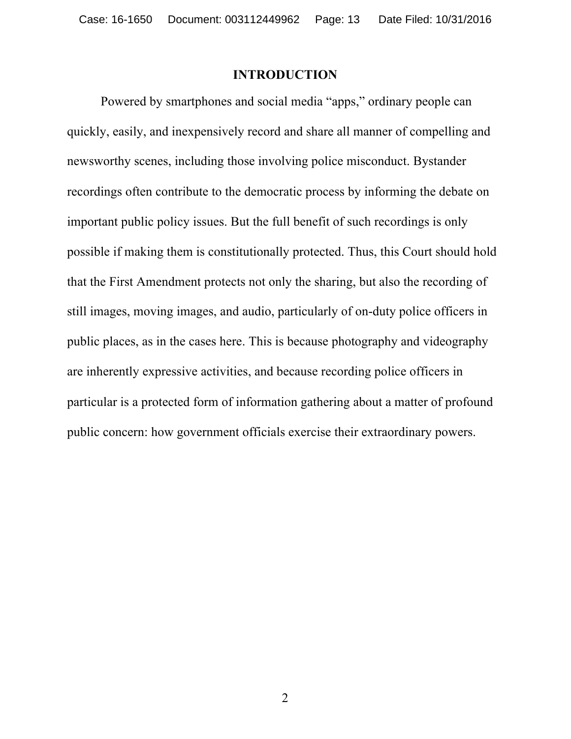## INTRODUCTION

Powered by smartphones and social media "apps," ordinary people can quickly, easily, and inexpensively record and share all manner of compelling and newsworthy scenes, including those involving police misconduct. Bystander recordings often contribute to the democratic process by informing the debate on important public policy issues. But the full benefit of such recordings is only possible if making them is constitutionally protected. Thus, this Court should hold that the First Amendment protects not only the sharing, but also the recording of still images, moving images, and audio, particularly of on-duty police officers in public places, as in the cases here. This is because photography and videography are inherently expressive activities, and because recording police officers in particular is a protected form of information gathering about a matter of profound public concern: how government officials exercise their extraordinary powers.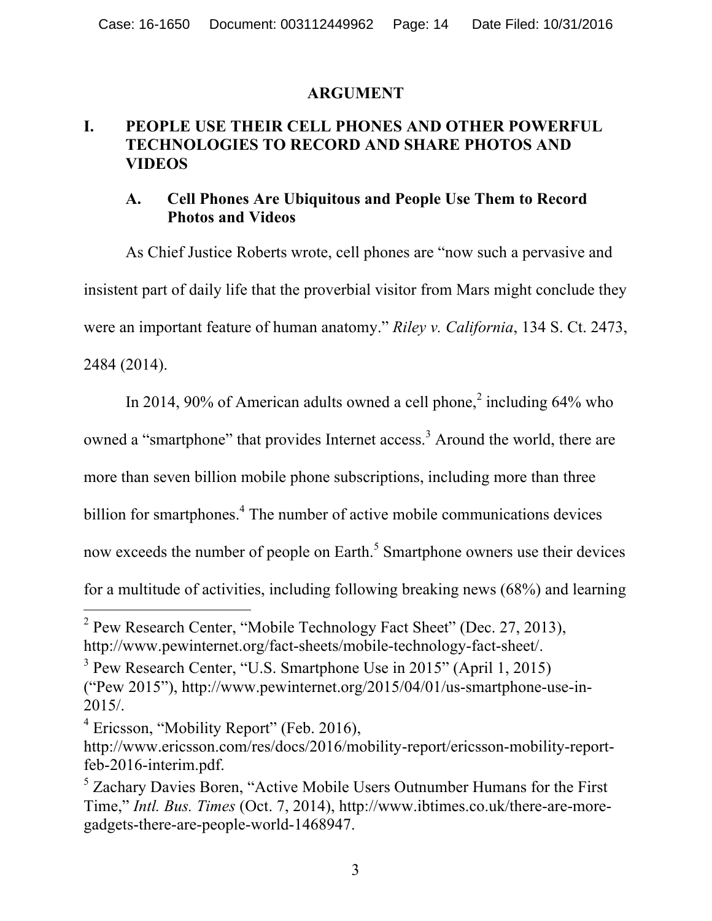## ARGUMENT

### I. PEOPLE USE THEIR CELL PHONES AND OTHER POWERFUL TECHNOLOGIES TO RECORD AND SHARE PHOTOS AND VIDEOS

#### A. Cell Phones Are Ubiquitous and People Use Them to Record Photos and Videos

As Chief Justice Roberts wrote, cell phones are "now such a pervasive and insistent part of daily life that the proverbial visitor from Mars might conclude they were an important feature of human anatomy." *Riley v. California*, 134 S. Ct. 2473, 2484 (2014).

In 2014, 90% of American adults owned a cell phone,[2] including 64% who owned a "smartphone" that provides Internet access.[3] Around the world, there are more than seven billion mobile phone subscriptions, including more than three billion for smartphones.[4] The number of active mobile communications devices now exceeds the number of people on Earth.[5] Smartphone owners use their devices for a multitude of activities, including following breaking news (68%) and learning

---

[2] Pew Research Center, "Mobile Technology Fact Sheet" (Dec. 27, 2013), http://www.pewinternet.org/fact-sheets/mobile-technology-fact-sheet/.

[3] Pew Research Center, "U.S. Smartphone Use in 2015" (April 1, 2015) ("Pew 2015"), http://www.pewinternet.org/2015/04/01/us-smartphone-use-in-2015/.

[4] Ericsson, "Mobility Report" (Feb. 2016), http://www.ericsson.com/res/docs/2016/mobility-report/ericsson-mobility-report-feb-2016-interim.pdf.

[5] Zachary Davies Boren, "Active Mobile Users Outnumber Humans for the First Time," *Intl. Bus. Times* (Oct. 7, 2014), http://www.ibtimes.co.uk/there-are-more-gadgets-there-are-people-world-1468947.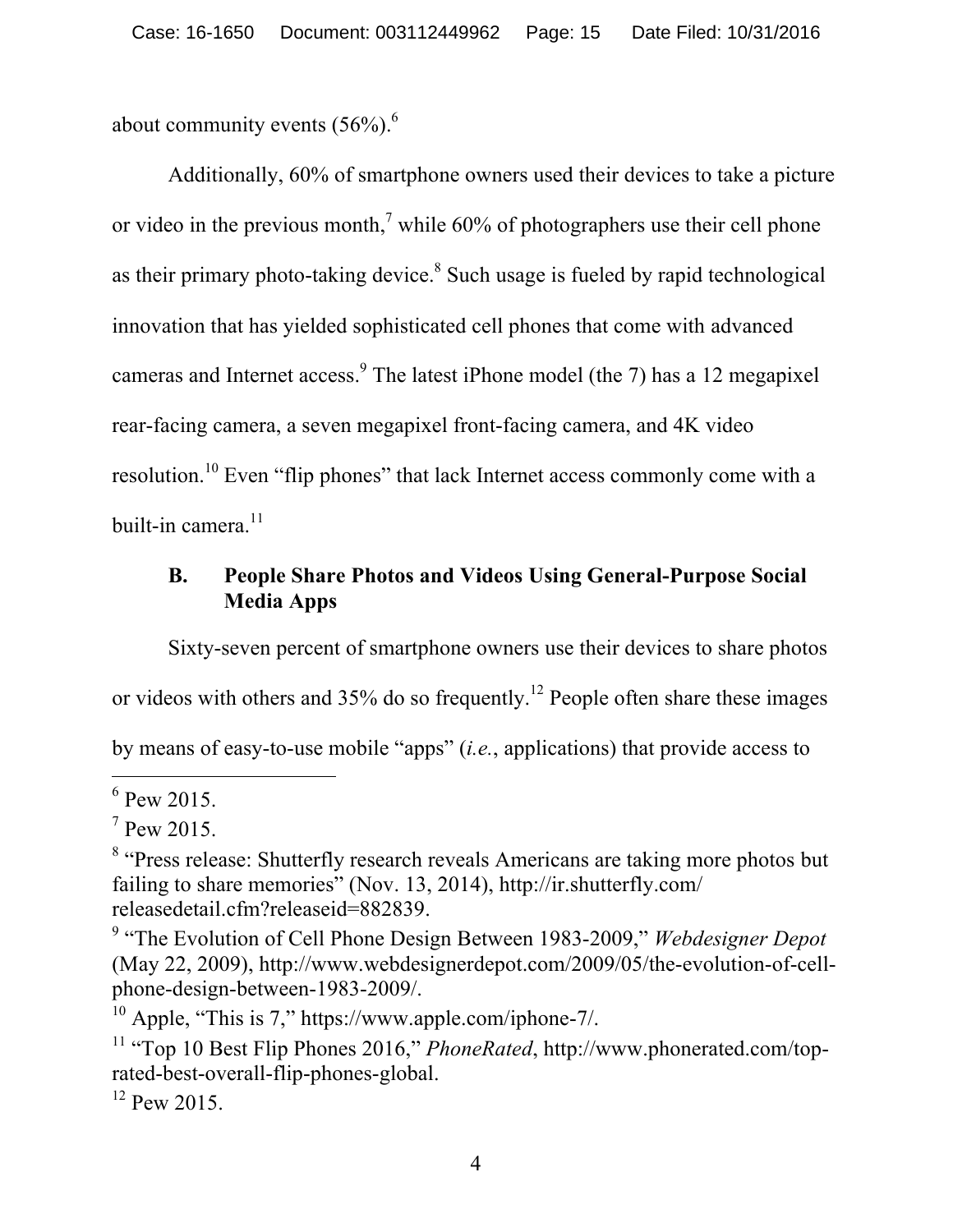about community events (56%).[6]

Additionally, 60% of smartphone owners used their devices to take a picture or video in the previous month,[7] while 60% of photographers use their cell phone as their primary photo-taking device.[8] Such usage is fueled by rapid technological innovation that has yielded sophisticated cell phones that come with advanced cameras and Internet access.[9] The latest iPhone model (the 7) has a 12 megapixel rear-facing camera, a seven megapixel front-facing camera, and 4K video resolution.[10] Even "flip phones" that lack Internet access commonly come with a built-in camera.[11]

### B. People Share Photos and Videos Using General-Purpose Social Media Apps

Sixty-seven percent of smartphone owners use their devices to share photos or videos with others and 35% do so frequently.[12] People often share these images by means of easy-to-use mobile "apps" (*i.e.*, applications) that provide access to

---

[6] Pew 2015.

[7] Pew 2015.

[8] "Press release: Shutterfly research reveals Americans are taking more photos but failing to share memories" (Nov. 13, 2014), http://ir.shutterfly.com/releasedetail.cfm?releaseid=882839.

[9] "The Evolution of Cell Phone Design Between 1983-2009," *Webdesigner Depot* (May 22, 2009), http://www.webdesignerdepot.com/2009/05/the-evolution-of-cell-phone-design-between-1983-2009/.

[10] Apple, "This is 7," https://www.apple.com/iphone-7/.

[11] "Top 10 Best Flip Phones 2016," *PhoneRated*, http://www.phonerated.com/top-rated-best-overall-flip-phones-global.

[12] Pew 2015.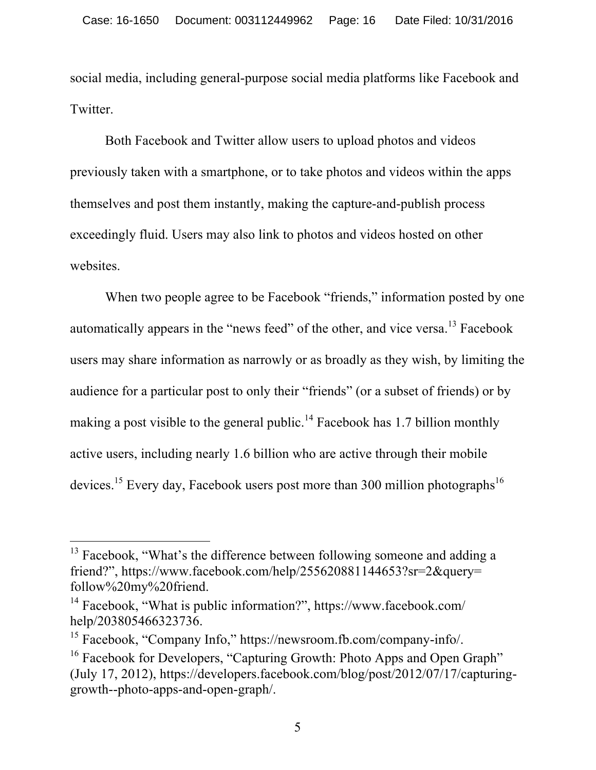social media, including general-purpose social media platforms like Facebook and Twitter.

Both Facebook and Twitter allow users to upload photos and videos previously taken with a smartphone, or to take photos and videos within the apps themselves and post them instantly, making the capture-and-publish process exceedingly fluid. Users may also link to photos and videos hosted on other websites.

When two people agree to be Facebook "friends," information posted by one automatically appears in the "news feed" of the other, and vice versa.[13] Facebook users may share information as narrowly or as broadly as they wish, by limiting the audience for a particular post to only their "friends" (or a subset of friends) or by making a post visible to the general public.[14] Facebook has 1.7 billion monthly active users, including nearly 1.6 billion who are active through their mobile devices.[15] Every day, Facebook users post more than 300 million photographs[16]

---

[13] Facebook, "What's the difference between following someone and adding a friend?", https://www.facebook.com/help/255620881144653?sr=2&query=follow%20my%20friend.

[14] Facebook, "What is public information?", https://www.facebook.com/help/203805466323736.

[15] Facebook, "Company Info," https://newsroom.fb.com/company-info/.

[16] Facebook for Developers, "Capturing Growth: Photo Apps and Open Graph" (July 17, 2012), https://developers.facebook.com/blog/post/2012/07/17/capturing-growth--photo-apps-and-open-graph/.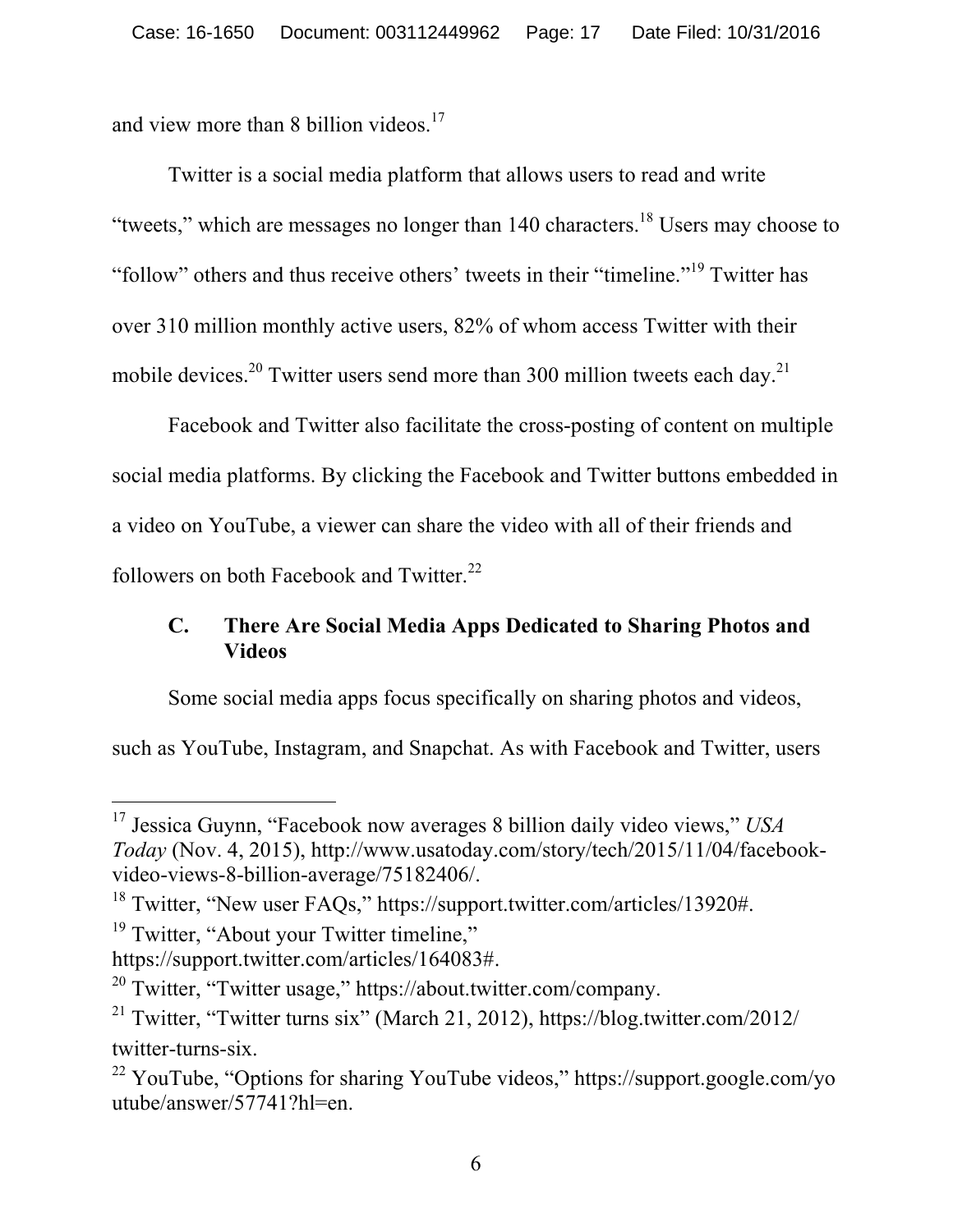and view more than 8 billion videos.[17]

Twitter is a social media platform that allows users to read and write "tweets," which are messages no longer than 140 characters.[18] Users may choose to "follow" others and thus receive others' tweets in their "timeline."[19] Twitter has over 310 million monthly active users, 82% of whom access Twitter with their mobile devices.[20] Twitter users send more than 300 million tweets each day.[21]

Facebook and Twitter also facilitate the cross-posting of content on multiple social media platforms. By clicking the Facebook and Twitter buttons embedded in a video on YouTube, a viewer can share the video with all of their friends and followers on both Facebook and Twitter.[22]

### C. There Are Social Media Apps Dedicated to Sharing Photos and Videos

Some social media apps focus specifically on sharing photos and videos, such as YouTube, Instagram, and Snapchat. As with Facebook and Twitter, users

---

[17] Jessica Guynn, "Facebook now averages 8 billion daily video views," *USA Today* (Nov. 4, 2015), http://www.usatoday.com/story/tech/2015/11/04/facebook-video-views-8-billion-average/75182406/.

[18] Twitter, "New user FAQs," https://support.twitter.com/articles/13920#.

[19] Twitter, "About your Twitter timeline," https://support.twitter.com/articles/164083#.

[20] Twitter, "Twitter usage," https://about.twitter.com/company.

[21] Twitter, "Twitter turns six" (March 21, 2012), https://blog.twitter.com/2012/twitter-turns-six.

[22] YouTube, "Options for sharing YouTube videos," https://support.google.com/youtube/answer/57741?hl=en.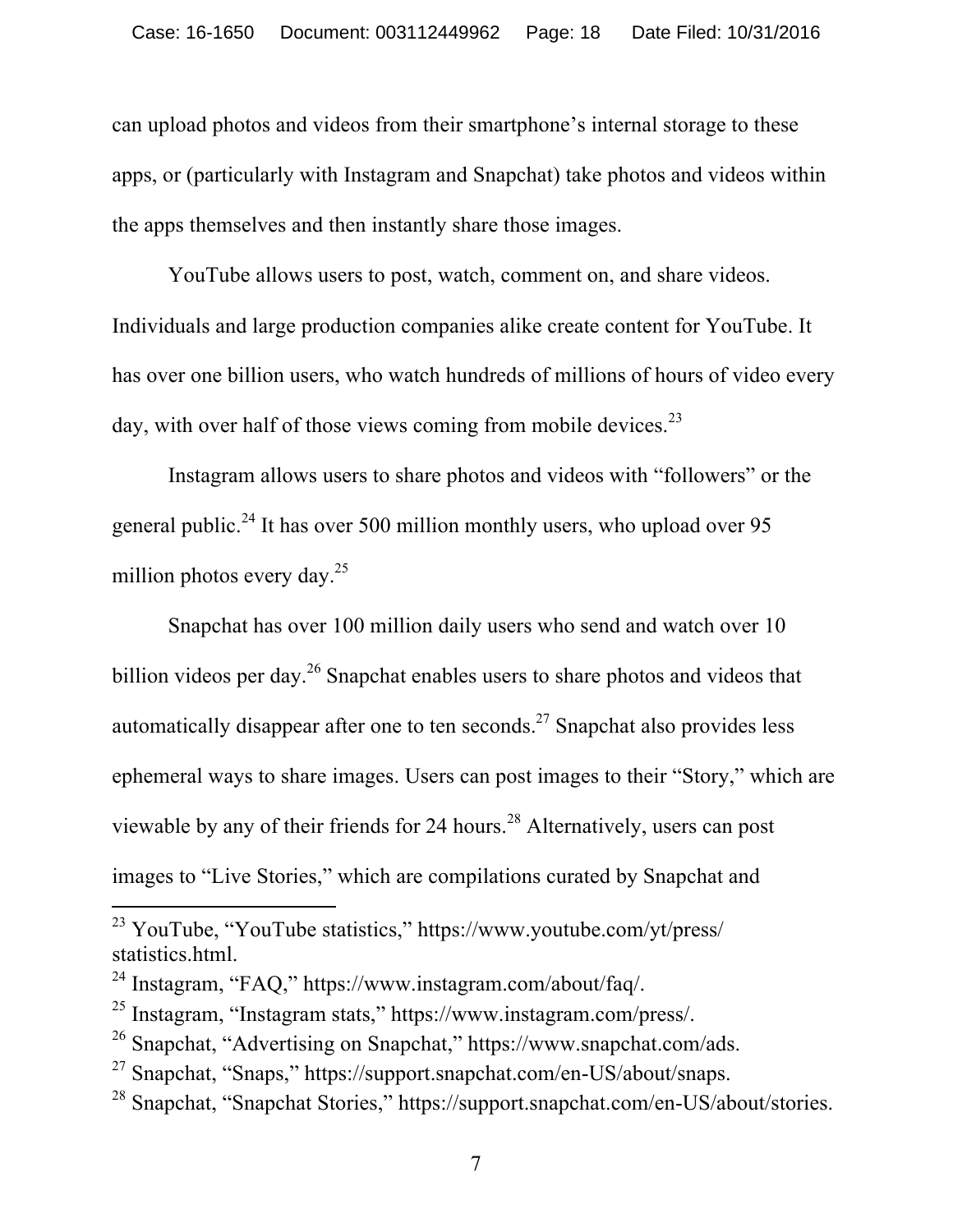can upload photos and videos from their smartphone's internal storage to these apps, or (particularly with Instagram and Snapchat) take photos and videos within the apps themselves and then instantly share those images.

YouTube allows users to post, watch, comment on, and share videos. Individuals and large production companies alike create content for YouTube. It has over one billion users, who watch hundreds of millions of hours of video every day, with over half of those views coming from mobile devices.[23]

Instagram allows users to share photos and videos with "followers" or the general public.[24] It has over 500 million monthly users, who upload over 95 million photos every day.[25]

Snapchat has over 100 million daily users who send and watch over 10 billion videos per day.[26] Snapchat enables users to share photos and videos that automatically disappear after one to ten seconds.[27] Snapchat also provides less ephemeral ways to share images. Users can post images to their "Story," which are viewable by any of their friends for 24 hours.[28] Alternatively, users can post images to "Live Stories," which are compilations curated by Snapchat and

---

[23] YouTube, "YouTube statistics," https://www.youtube.com/yt/press/statistics.html.

[24] Instagram, "FAQ," https://www.instagram.com/about/faq/.

[25] Instagram, "Instagram stats," https://www.instagram.com/press/.

[26] Snapchat, "Advertising on Snapchat," https://www.snapchat.com/ads.

[27] Snapchat, "Snaps," https://support.snapchat.com/en-US/about/snaps.

[28] Snapchat, "Snapchat Stories," https://support.snapchat.com/en-US/about/stories.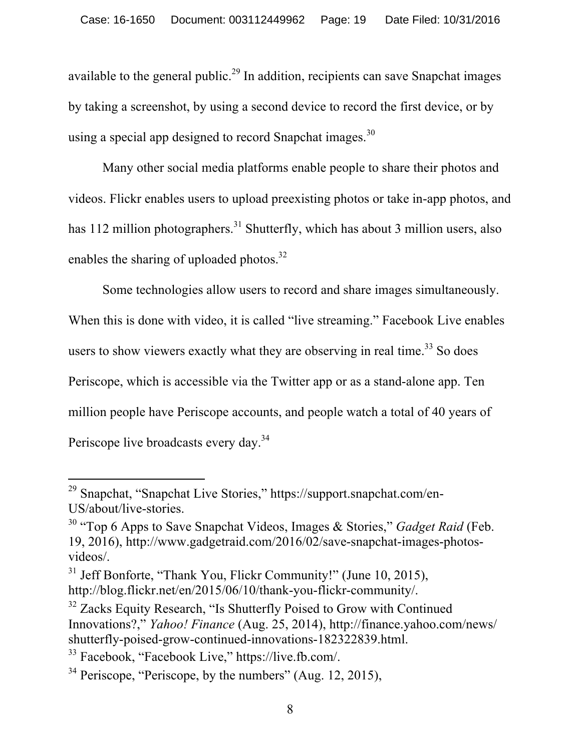available to the general public.[29] In addition, recipients can save Snapchat images by taking a screenshot, by using a second device to record the first device, or by using a special app designed to record Snapchat images.[30]

Many other social media platforms enable people to share their photos and videos. Flickr enables users to upload preexisting photos or take in-app photos, and has 112 million photographers.[31] Shutterfly, which has about 3 million users, also enables the sharing of uploaded photos.[32]

Some technologies allow users to record and share images simultaneously. When this is done with video, it is called "live streaming." Facebook Live enables users to show viewers exactly what they are observing in real time.[33] So does Periscope, which is accessible via the Twitter app or as a stand-alone app. Ten million people have Periscope accounts, and people watch a total of 40 years of Periscope live broadcasts every day.[34]

---

[29] Snapchat, "Snapchat Live Stories," https://support.snapchat.com/en-US/about/live-stories.

[30] "Top 6 Apps to Save Snapchat Videos, Images & Stories," *Gadget Raid* (Feb. 19, 2016), http://www.gadgetraid.com/2016/02/save-snapchat-images-photos-videos/.

[31] Jeff Bonforte, "Thank You, Flickr Community!" (June 10, 2015), http://blog.flickr.net/en/2015/06/10/thank-you-flickr-community/.

[32] Zacks Equity Research, "Is Shutterfly Poised to Grow with Continued Innovations?," *Yahoo! Finance* (Aug. 25, 2014), http://finance.yahoo.com/news/shutterfly-poised-grow-continued-innovations-182322839.html.

[33] Facebook, "Facebook Live," https://live.fb.com/.

[34] Periscope, "Periscope, by the numbers" (Aug. 12, 2015),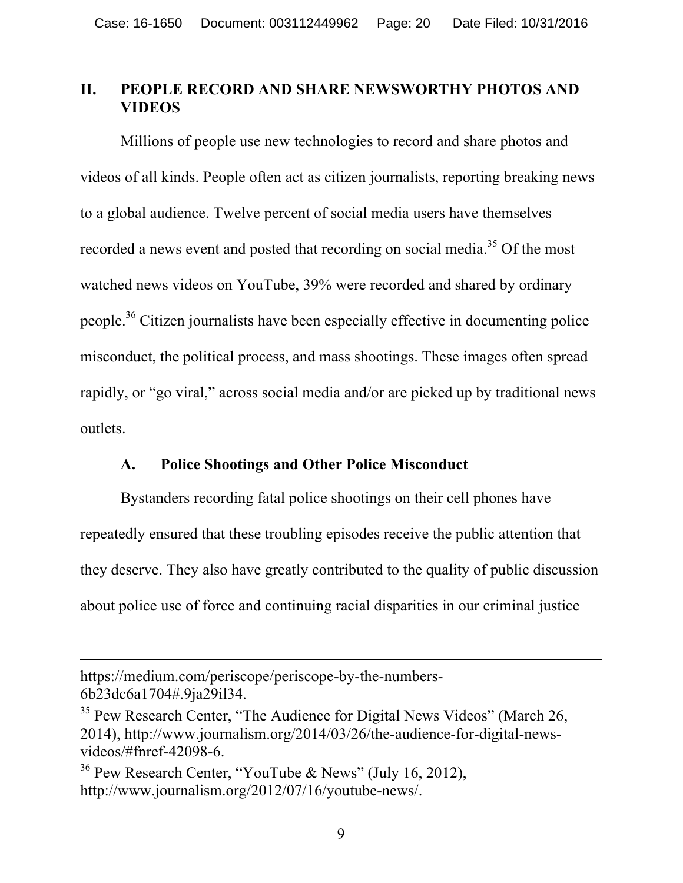## II. PEOPLE RECORD AND SHARE NEWSWORTHY PHOTOS AND VIDEOS

Millions of people use new technologies to record and share photos and videos of all kinds. People often act as citizen journalists, reporting breaking news to a global audience. Twelve percent of social media users have themselves recorded a news event and posted that recording on social media.[35] Of the most watched news videos on YouTube, 39% were recorded and shared by ordinary people.[36] Citizen journalists have been especially effective in documenting police misconduct, the political process, and mass shootings. These images often spread rapidly, or "go viral," across social media and/or are picked up by traditional news outlets.

### A. Police Shootings and Other Police Misconduct

Bystanders recording fatal police shootings on their cell phones have repeatedly ensured that these troubling episodes receive the public attention that they deserve. They also have greatly contributed to the quality of public discussion about police use of force and continuing racial disparities in our criminal justice

---

https://medium.com/periscope/periscope-by-the-numbers-6b23dc6a1704#.9ja29il34.

[35] Pew Research Center, "The Audience for Digital News Videos" (March 26, 2014), http://www.journalism.org/2014/03/26/the-audience-for-digital-news-videos/#fnref-42098-6.

[36] Pew Research Center, "YouTube & News" (July 16, 2012), http://www.journalism.org/2012/07/16/youtube-news/.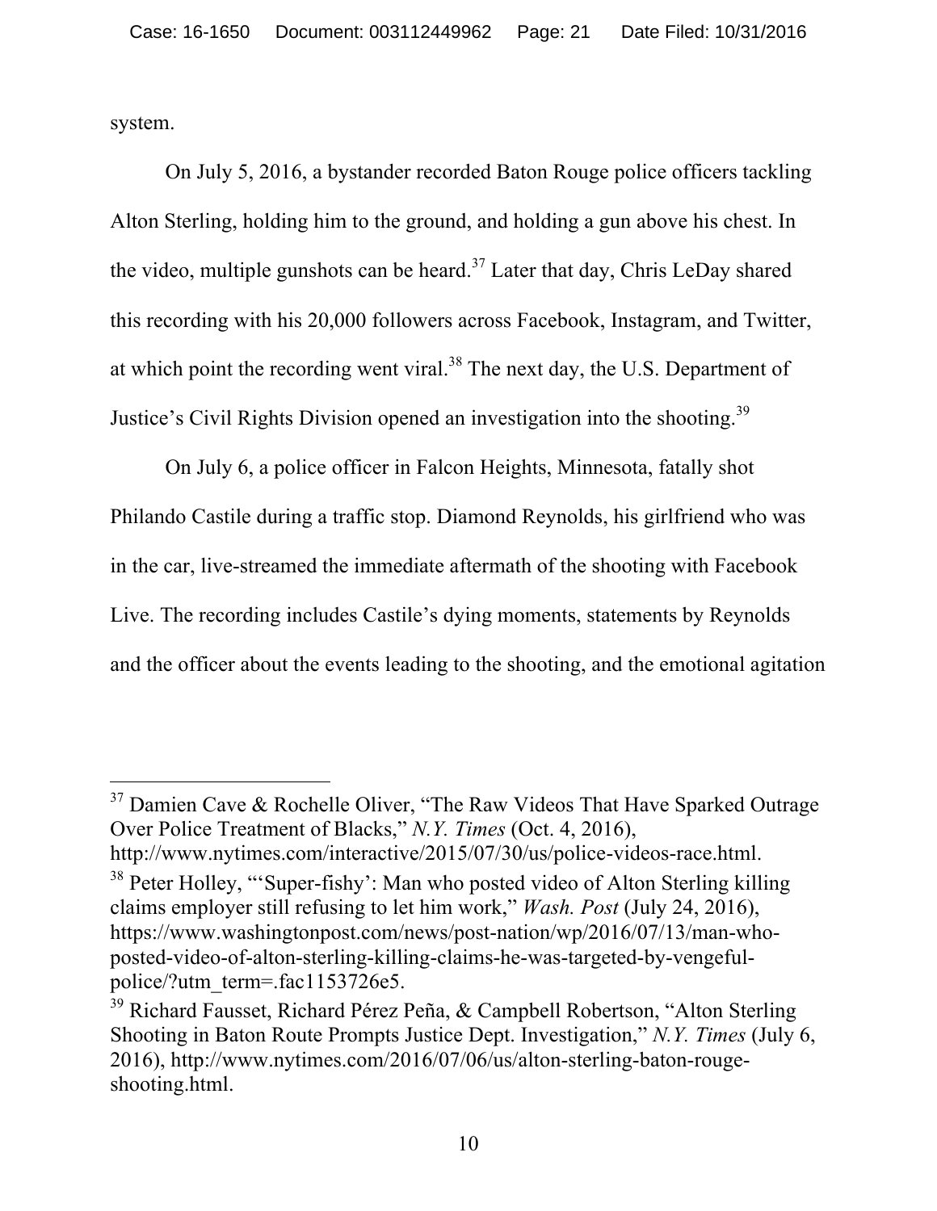system.

On July 5, 2016, a bystander recorded Baton Rouge police officers tackling Alton Sterling, holding him to the ground, and holding a gun above his chest. In the video, multiple gunshots can be heard.[37] Later that day, Chris LeDay shared this recording with his 20,000 followers across Facebook, Instagram, and Twitter, at which point the recording went viral.[38] The next day, the U.S. Department of Justice's Civil Rights Division opened an investigation into the shooting.[39]

On July 6, a police officer in Falcon Heights, Minnesota, fatally shot Philando Castile during a traffic stop. Diamond Reynolds, his girlfriend who was in the car, live-streamed the immediate aftermath of the shooting with Facebook Live. The recording includes Castile's dying moments, statements by Reynolds and the officer about the events leading to the shooting, and the emotional agitation

---

[37] Damien Cave & Rochelle Oliver, "The Raw Videos That Have Sparked Outrage Over Police Treatment of Blacks," *N.Y. Times* (Oct. 4, 2016), http://www.nytimes.com/interactive/2015/07/30/us/police-videos-race.html.

[38] Peter Holley, "'Super-fishy': Man who posted video of Alton Sterling killing claims employer still refusing to let him work," *Wash. Post* (July 24, 2016), https://www.washingtonpost.com/news/post-nation/wp/2016/07/13/man-who-posted-video-of-alton-sterling-killing-claims-he-was-targeted-by-vengeful-police/?utm_term=.fac1153726e5.

[39] Richard Fausset, Richard Pérez Peña, & Campbell Robertson, "Alton Sterling Shooting in Baton Route Prompts Justice Dept. Investigation," *N.Y. Times* (July 6, 2016), http://www.nytimes.com/2016/07/06/us/alton-sterling-baton-rouge-shooting.html.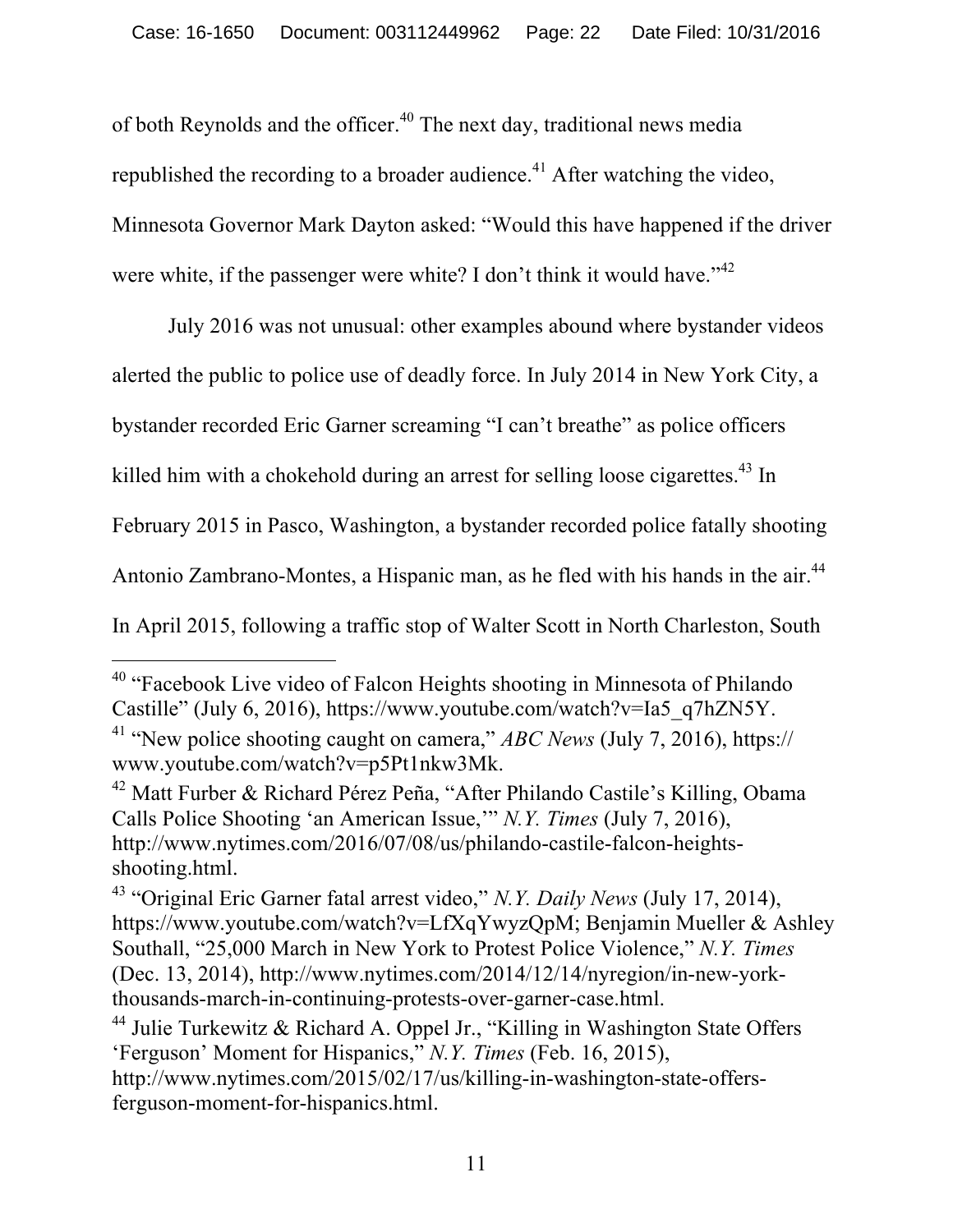of both Reynolds and the officer.[40] The next day, traditional news media republished the recording to a broader audience.[41] After watching the video, Minnesota Governor Mark Dayton asked: "Would this have happened if the driver were white, if the passenger were white? I don't think it would have."[42]

July 2016 was not unusual: other examples abound where bystander videos alerted the public to police use of deadly force. In July 2014 in New York City, a bystander recorded Eric Garner screaming "I can't breathe" as police officers killed him with a chokehold during an arrest for selling loose cigarettes.[43] In February 2015 in Pasco, Washington, a bystander recorded police fatally shooting Antonio Zambrano-Montes, a Hispanic man, as he fled with his hands in the air.[44] In April 2015, following a traffic stop of Walter Scott in North Charleston, South

---

[40] "Facebook Live video of Falcon Heights shooting in Minnesota of Philando Castille" (July 6, 2016), https://www.youtube.com/watch?v=Ia5_q7hZN5Y.

[41] "New police shooting caught on camera," *ABC News* (July 7, 2016), https://www.youtube.com/watch?v=p5Pt1nkw3Mk.

[42] Matt Furber & Richard Pérez Peña, "After Philando Castile's Killing, Obama Calls Police Shooting 'an American Issue,'" *N.Y. Times* (July 7, 2016), http://www.nytimes.com/2016/07/08/us/philando-castile-falcon-heights-shooting.html.

[43] "Original Eric Garner fatal arrest video," *N.Y. Daily News* (July 17, 2014), https://www.youtube.com/watch?v=LfXqYwyzQpM; Benjamin Mueller & Ashley Southall, "25,000 March in New York to Protest Police Violence," *N.Y. Times* (Dec. 13, 2014), http://www.nytimes.com/2014/12/14/nyregion/in-new-york-thousands-march-in-continuing-protests-over-garner-case.html.

[44] Julie Turkewitz & Richard A. Oppel Jr., "Killing in Washington State Offers 'Ferguson' Moment for Hispanics," *N.Y. Times* (Feb. 16, 2015), http://www.nytimes.com/2015/02/17/us/killing-in-washington-state-offers-ferguson-moment-for-hispanics.html.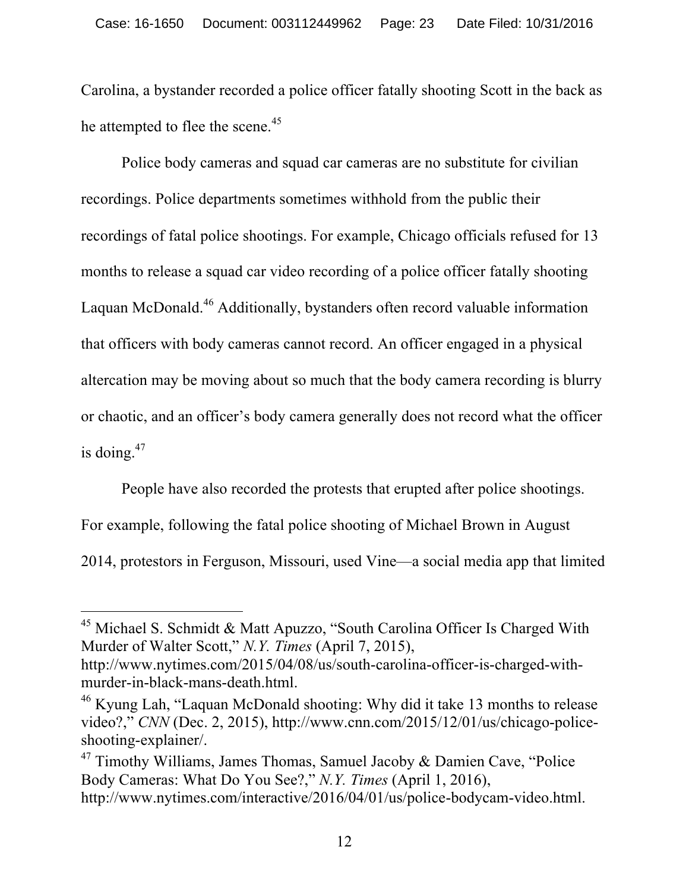Carolina, a bystander recorded a police officer fatally shooting Scott in the back as he attempted to flee the scene.[45]

Police body cameras and squad car cameras are no substitute for civilian recordings. Police departments sometimes withhold from the public their recordings of fatal police shootings. For example, Chicago officials refused for 13 months to release a squad car video recording of a police officer fatally shooting Laquan McDonald.[46] Additionally, bystanders often record valuable information that officers with body cameras cannot record. An officer engaged in a physical altercation may be moving about so much that the body camera recording is blurry or chaotic, and an officer's body camera generally does not record what the officer is doing.[47]

People have also recorded the protests that erupted after police shootings. For example, following the fatal police shooting of Michael Brown in August 2014, protestors in Ferguson, Missouri, used Vine—a social media app that limited

---

[45] Michael S. Schmidt & Matt Apuzzo, "South Carolina Officer Is Charged With Murder of Walter Scott," *N.Y. Times* (April 7, 2015), http://www.nytimes.com/2015/04/08/us/south-carolina-officer-is-charged-with-murder-in-black-mans-death.html.

[46] Kyung Lah, "Laquan McDonald shooting: Why did it take 13 months to release video?," *CNN* (Dec. 2, 2015), http://www.cnn.com/2015/12/01/us/chicago-police-shooting-explainer/.

[47] Timothy Williams, James Thomas, Samuel Jacoby & Damien Cave, "Police Body Cameras: What Do You See?," *N.Y. Times* (April 1, 2016), http://www.nytimes.com/interactive/2016/04/01/us/police-bodycam-video.html.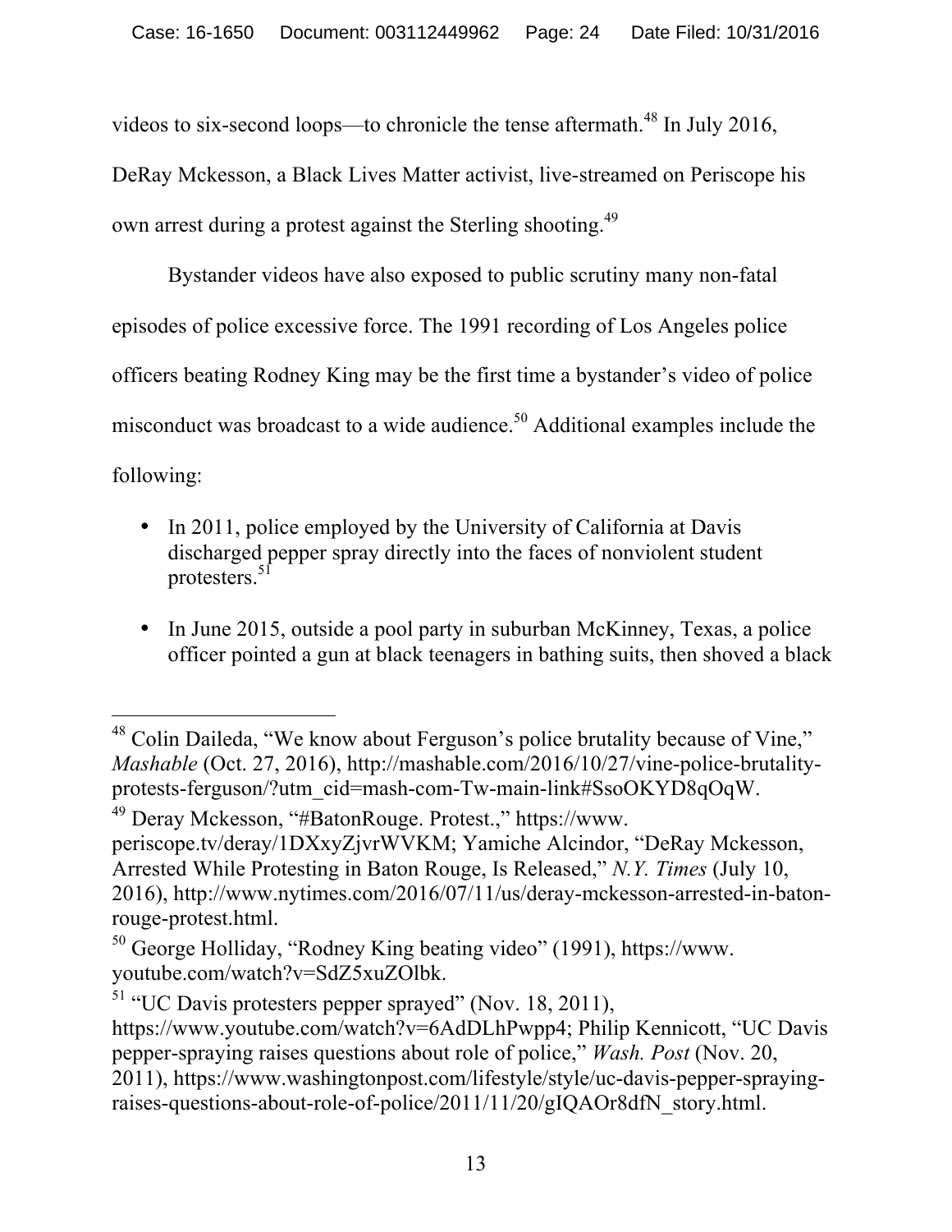videos to six-second loops—to chronicle the tense aftermath.[48] In July 2016, DeRay Mckesson, a Black Lives Matter activist, live-streamed on Periscope his own arrest during a protest against the Sterling shooting.[49]

Bystander videos have also exposed to public scrutiny many non-fatal episodes of police excessive force. The 1991 recording of Los Angeles police officers beating Rodney King may be the first time a bystander's video of police misconduct was broadcast to a wide audience.[50] Additional examples include the following:

- In 2011, police employed by the University of California at Davis discharged pepper spray directly into the faces of nonviolent student protesters.[51]

- In June 2015, outside a pool party in suburban McKinney, Texas, a police officer pointed a gun at black teenagers in bathing suits, then shoved a black

---

[48] Colin Daileda, "We know about Ferguson's police brutality because of Vine," *Mashable* (Oct. 27, 2016), http://mashable.com/2016/10/27/vine-police-brutality-protests-ferguson/?utm_cid=mash-com-Tw-main-link#SsoOKYD8qOqW.

[49] Deray Mckesson, "#BatonRouge. Protest.," https://www.periscope.tv/deray/1DXxyZjvrWVKM; Yamiche Alcindor, "DeRay Mckesson, Arrested While Protesting in Baton Rouge, Is Released," *N.Y. Times* (July 10, 2016), http://www.nytimes.com/2016/07/11/us/deray-mckesson-arrested-in-baton-rouge-protest.html.

[50] George Holliday, "Rodney King beating video" (1991), https://www.youtube.com/watch?v=SdZ5xuZOlbk.

[51] "UC Davis protesters pepper sprayed" (Nov. 18, 2011), https://www.youtube.com/watch?v=6AdDLhPwpp4; Philip Kennicott, "UC Davis pepper-spraying raises questions about role of police," *Wash. Post* (Nov. 20, 2011), https://www.washingtonpost.com/lifestyle/style/uc-davis-pepper-spraying-raises-questions-about-role-of-police/2011/11/20/gIQAOr8dfN_story.html.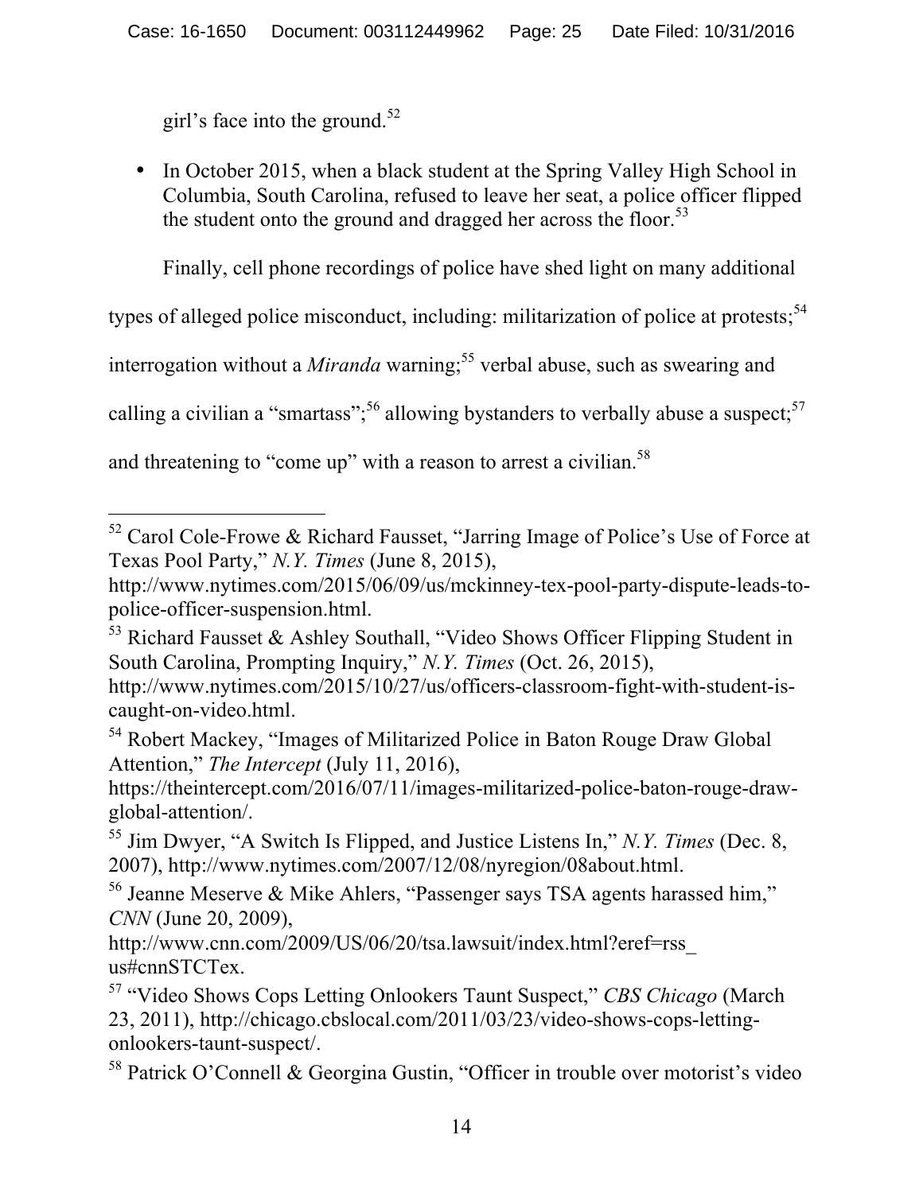girl's face into the ground.[52]

- In October 2015, when a black student at the Spring Valley High School in Columbia, South Carolina, refused to leave her seat, a police officer flipped the student onto the ground and dragged her across the floor.[53]

Finally, cell phone recordings of police have shed light on many additional types of alleged police misconduct, including: militarization of police at protests;[54] interrogation without a *Miranda* warning;[55] verbal abuse, such as swearing and calling a civilian a "smartass";[56] allowing bystanders to verbally abuse a suspect;[57] and threatening to "come up" with a reason to arrest a civilian.[58]

---

[52] Carol Cole-Frowe & Richard Fausset, "Jarring Image of Police's Use of Force at Texas Pool Party," *N.Y. Times* (June 8, 2015), http://www.nytimes.com/2015/06/09/us/mckinney-tex-pool-party-dispute-leads-to-police-officer-suspension.html.

[53] Richard Fausset & Ashley Southall, "Video Shows Officer Flipping Student in South Carolina, Prompting Inquiry," *N.Y. Times* (Oct. 26, 2015), http://www.nytimes.com/2015/10/27/us/officers-classroom-fight-with-student-is-caught-on-video.html.

[54] Robert Mackey, "Images of Militarized Police in Baton Rouge Draw Global Attention," *The Intercept* (July 11, 2016), https://theintercept.com/2016/07/11/images-militarized-police-baton-rouge-draw-global-attention/.

[55] Jim Dwyer, "A Switch Is Flipped, and Justice Listens In," *N.Y. Times* (Dec. 8, 2007), http://www.nytimes.com/2007/12/08/nyregion/08about.html.

[56] Jeanne Meserve & Mike Ahlers, "Passenger says TSA agents harassed him," *CNN* (June 20, 2009), http://www.cnn.com/2009/US/06/20/tsa.lawsuit/index.html?eref=rss_us#cnnSTCTex.

[57] "Video Shows Cops Letting Onlookers Taunt Suspect," *CBS Chicago* (March 23, 2011), http://chicago.cbslocal.com/2011/03/23/video-shows-cops-letting-onlookers-taunt-suspect/.

[58] Patrick O'Connell & Georgina Gustin, "Officer in trouble over motorist's video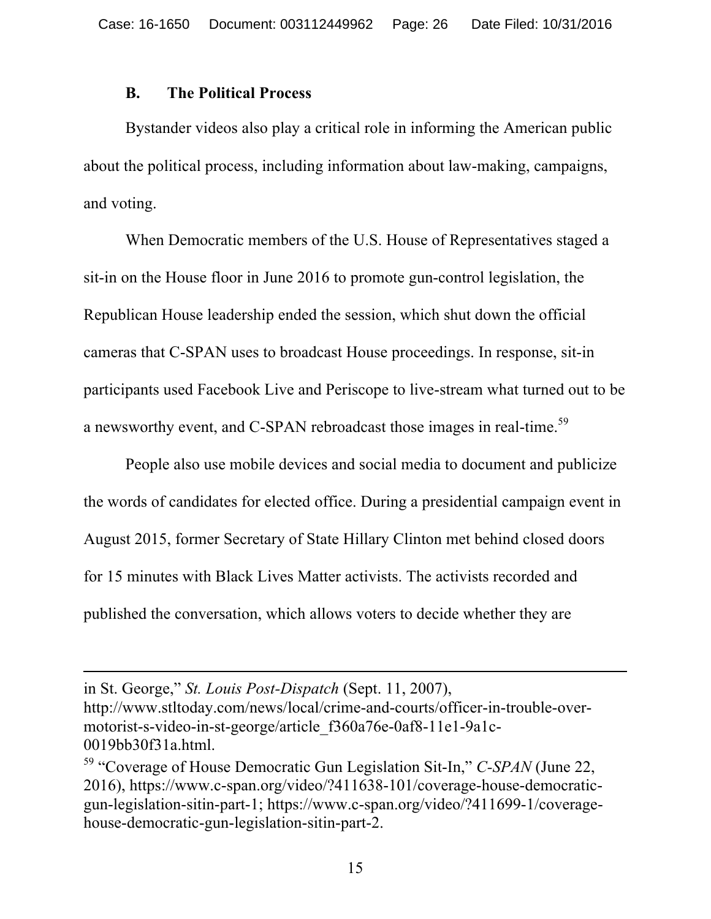### B. The Political Process

Bystander videos also play a critical role in informing the American public about the political process, including information about law-making, campaigns, and voting.

When Democratic members of the U.S. House of Representatives staged a sit-in on the House floor in June 2016 to promote gun-control legislation, the Republican House leadership ended the session, which shut down the official cameras that C-SPAN uses to broadcast House proceedings. In response, sit-in participants used Facebook Live and Periscope to live-stream what turned out to be a newsworthy event, and C-SPAN rebroadcast those images in real-time.[59]

People also use mobile devices and social media to document and publicize the words of candidates for elected office. During a presidential campaign event in August 2015, former Secretary of State Hillary Clinton met behind closed doors for 15 minutes with Black Lives Matter activists. The activists recorded and published the conversation, which allows voters to decide whether they are

---

in St. George," *St. Louis Post-Dispatch* (Sept. 11, 2007), http://www.stltoday.com/news/local/crime-and-courts/officer-in-trouble-over-motorist-s-video-in-st-george/article_f360a76e-0af8-11e1-9a1c-0019bb30f31a.html.

[59] "Coverage of House Democratic Gun Legislation Sit-In," *C-SPAN* (June 22, 2016), https://www.c-span.org/video/?411638-101/coverage-house-democratic-gun-legislation-sitin-part-1; https://www.c-span.org/video/?411699-1/coverage-house-democratic-gun-legislation-sitin-part-2.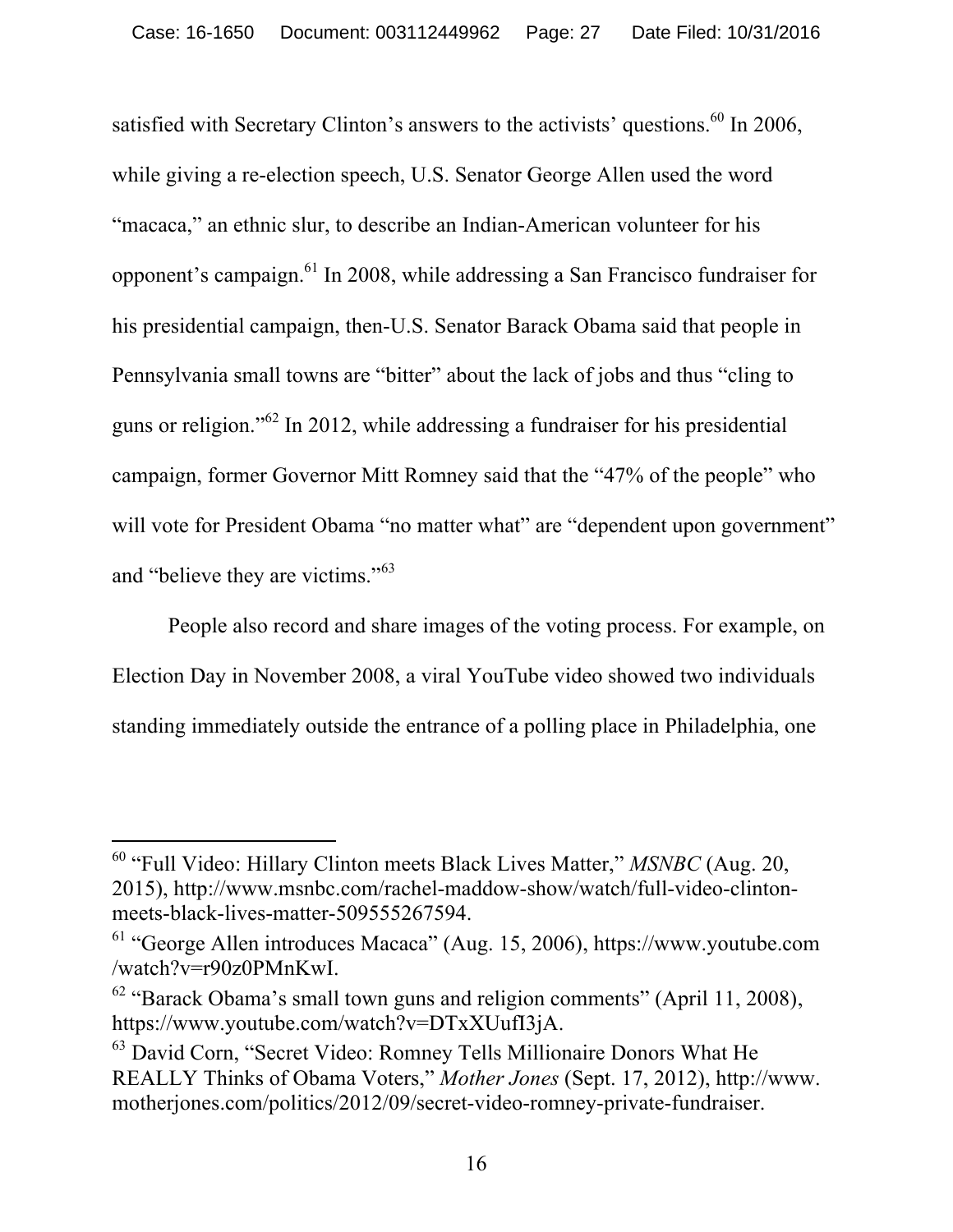satisfied with Secretary Clinton's answers to the activists' questions.[60] In 2006, while giving a re-election speech, U.S. Senator George Allen used the word "macaca," an ethnic slur, to describe an Indian-American volunteer for his opponent's campaign.[61] In 2008, while addressing a San Francisco fundraiser for his presidential campaign, then-U.S. Senator Barack Obama said that people in Pennsylvania small towns are "bitter" about the lack of jobs and thus "cling to guns or religion."[62] In 2012, while addressing a fundraiser for his presidential campaign, former Governor Mitt Romney said that the "47% of the people" who will vote for President Obama "no matter what" are "dependent upon government" and "believe they are victims."[63]

People also record and share images of the voting process. For example, on Election Day in November 2008, a viral YouTube video showed two individuals standing immediately outside the entrance of a polling place in Philadelphia, one

---

[60] "Full Video: Hillary Clinton meets Black Lives Matter," *MSNBC* (Aug. 20, 2015), http://www.msnbc.com/rachel-maddow-show/watch/full-video-clinton-meets-black-lives-matter-509555267594.

[61] "George Allen introduces Macaca" (Aug. 15, 2006), https://www.youtube.com/watch?v=r90z0PMnKwI.

[62] "Barack Obama's small town guns and religion comments" (April 11, 2008), https://www.youtube.com/watch?v=DTxXUufI3jA.

[63] David Corn, "Secret Video: Romney Tells Millionaire Donors What He REALLY Thinks of Obama Voters," *Mother Jones* (Sept. 17, 2012), http://www.motherjones.com/politics/2012/09/secret-video-romney-private-fundraiser.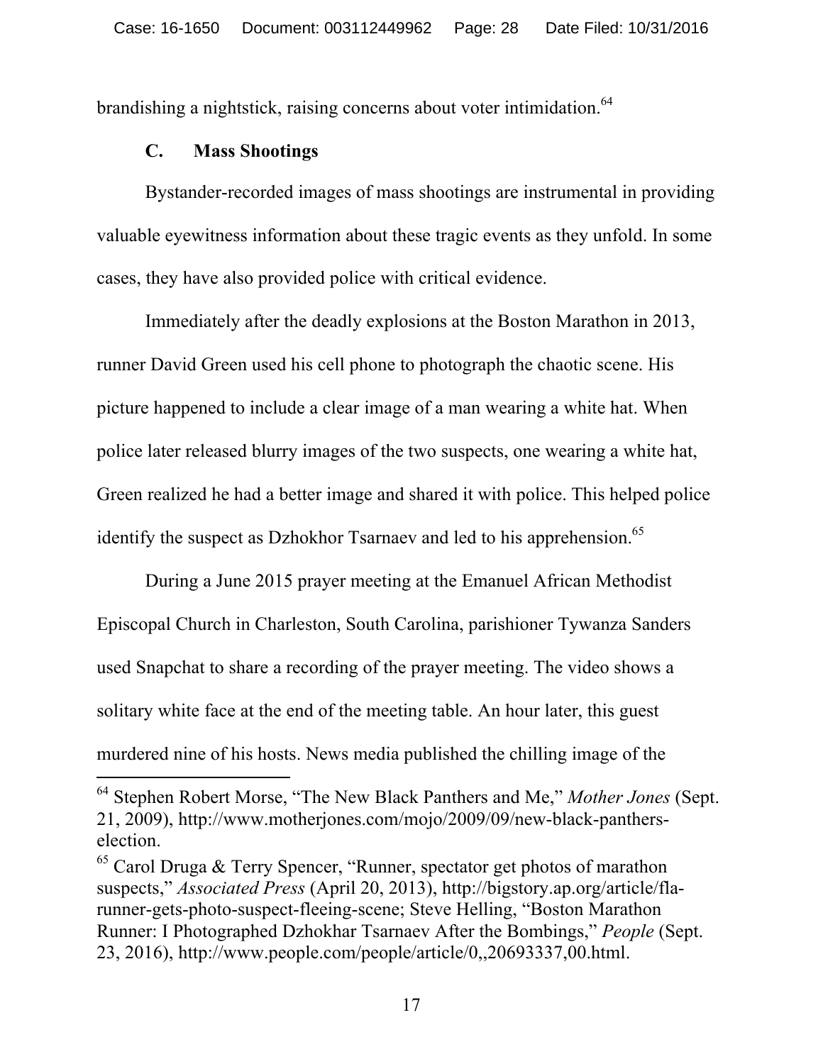brandishing a nightstick, raising concerns about voter intimidation.[64]

### C. Mass Shootings

Bystander-recorded images of mass shootings are instrumental in providing valuable eyewitness information about these tragic events as they unfold. In some cases, they have also provided police with critical evidence.

Immediately after the deadly explosions at the Boston Marathon in 2013, runner David Green used his cell phone to photograph the chaotic scene. His picture happened to include a clear image of a man wearing a white hat. When police later released blurry images of the two suspects, one wearing a white hat, Green realized he had a better image and shared it with police. This helped police identify the suspect as Dzhokhor Tsarnaev and led to his apprehension.[65]

During a June 2015 prayer meeting at the Emanuel African Methodist Episcopal Church in Charleston, South Carolina, parishioner Tywanza Sanders used Snapchat to share a recording of the prayer meeting. The video shows a solitary white face at the end of the meeting table. An hour later, this guest murdered nine of his hosts. News media published the chilling image of the

---

[64] Stephen Robert Morse, "The New Black Panthers and Me," *Mother Jones* (Sept. 21, 2009), http://www.motherjones.com/mojo/2009/09/new-black-panthers-election.

[65] Carol Druga & Terry Spencer, "Runner, spectator get photos of marathon suspects," *Associated Press* (April 20, 2013), http://bigstory.ap.org/article/fla-runner-gets-photo-suspect-fleeing-scene; Steve Helling, "Boston Marathon Runner: I Photographed Dzhokhar Tsarnaev After the Bombings," *People* (Sept. 23, 2016), http://www.people.com/people/article/0,,20693337,00.html.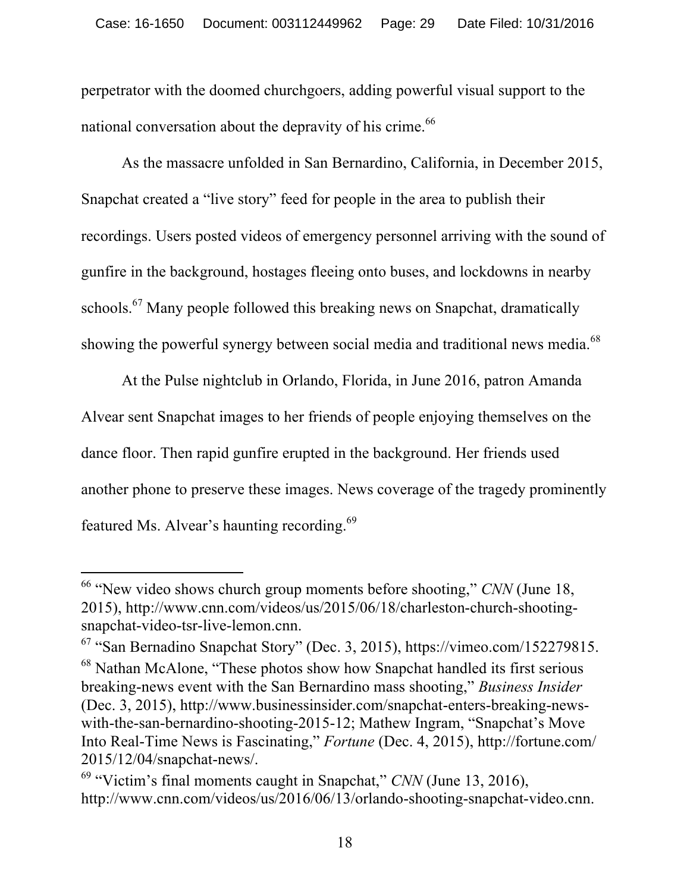perpetrator with the doomed churchgoers, adding powerful visual support to the national conversation about the depravity of his crime.[66]

As the massacre unfolded in San Bernardino, California, in December 2015, Snapchat created a "live story" feed for people in the area to publish their recordings. Users posted videos of emergency personnel arriving with the sound of gunfire in the background, hostages fleeing onto buses, and lockdowns in nearby schools.[67] Many people followed this breaking news on Snapchat, dramatically showing the powerful synergy between social media and traditional news media.[68]

At the Pulse nightclub in Orlando, Florida, in June 2016, patron Amanda Alvear sent Snapchat images to her friends of people enjoying themselves on the dance floor. Then rapid gunfire erupted in the background. Her friends used another phone to preserve these images. News coverage of the tragedy prominently featured Ms. Alvear's haunting recording.[69]

---

[66] "New video shows church group moments before shooting," *CNN* (June 18, 2015), http://www.cnn.com/videos/us/2015/06/18/charleston-church-shooting-snapchat-video-tsr-live-lemon.cnn.

[67] "San Bernadino Snapchat Story" (Dec. 3, 2015), https://vimeo.com/152279815.

[68] Nathan McAlone, "These photos show how Snapchat handled its first serious breaking-news event with the San Bernardino mass shooting," *Business Insider* (Dec. 3, 2015), http://www.businessinsider.com/snapchat-enters-breaking-news-with-the-san-bernardino-shooting-2015-12; Mathew Ingram, "Snapchat's Move Into Real-Time News is Fascinating," *Fortune* (Dec. 4, 2015), http://fortune.com/2015/12/04/snapchat-news/.

[69] "Victim's final moments caught in Snapchat," *CNN* (June 13, 2016), http://www.cnn.com/videos/us/2016/06/13/orlando-shooting-snapchat-video.cnn.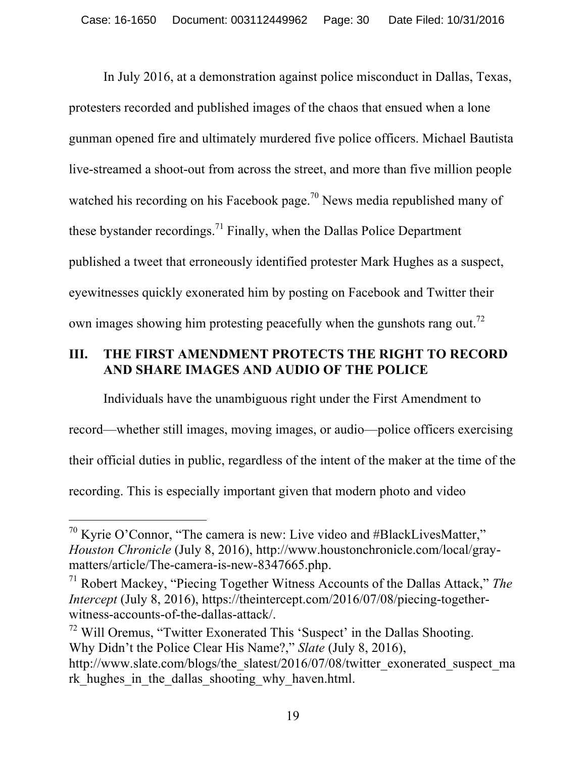In July 2016, at a demonstration against police misconduct in Dallas, Texas, protesters recorded and published images of the chaos that ensued when a lone gunman opened fire and ultimately murdered five police officers. Michael Bautista live-streamed a shoot-out from across the street, and more than five million people watched his recording on his Facebook page.[70] News media republished many of these bystander recordings.[71] Finally, when the Dallas Police Department published a tweet that erroneously identified protester Mark Hughes as a suspect, eyewitnesses quickly exonerated him by posting on Facebook and Twitter their own images showing him protesting peacefully when the gunshots rang out.[72]

## III. THE FIRST AMENDMENT PROTECTS THE RIGHT TO RECORD AND SHARE IMAGES AND AUDIO OF THE POLICE

Individuals have the unambiguous right under the First Amendment to record—whether still images, moving images, or audio—police officers exercising their official duties in public, regardless of the intent of the maker at the time of the recording. This is especially important given that modern photo and video

---

[70] Kyrie O'Connor, "The camera is new: Live video and #BlackLivesMatter," *Houston Chronicle* (July 8, 2016), http://www.houstonchronicle.com/local/gray-matters/article/The-camera-is-new-8347665.php.

[71] Robert Mackey, "Piecing Together Witness Accounts of the Dallas Attack," *The Intercept* (July 8, 2016), https://theintercept.com/2016/07/08/piecing-together-witness-accounts-of-the-dallas-attack/.

[72] Will Oremus, "Twitter Exonerated This 'Suspect' in the Dallas Shooting. Why Didn't the Police Clear His Name?," *Slate* (July 8, 2016), http://www.slate.com/blogs/the_slatest/2016/07/08/twitter_exonerated_suspect_mark_hughes_in_the_dallas_shooting_why_haven.html.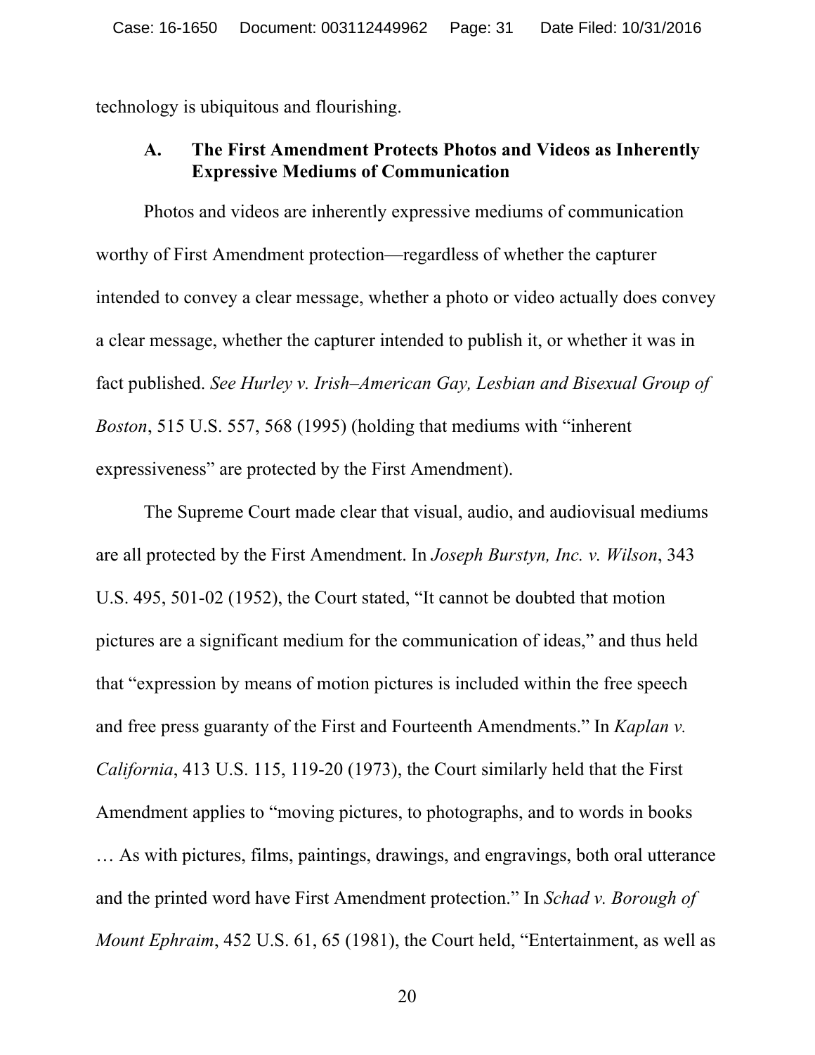technology is ubiquitous and flourishing.

### A. The First Amendment Protects Photos and Videos as Inherently Expressive Mediums of Communication

Photos and videos are inherently expressive mediums of communication worthy of First Amendment protection—regardless of whether the capturer intended to convey a clear message, whether a photo or video actually does convey a clear message, whether the capturer intended to publish it, or whether it was in fact published. *See Hurley v. Irish–American Gay, Lesbian and Bisexual Group of Boston*, 515 U.S. 557, 568 (1995) (holding that mediums with "inherent expressiveness" are protected by the First Amendment).

The Supreme Court made clear that visual, audio, and audiovisual mediums are all protected by the First Amendment. In *Joseph Burstyn, Inc. v. Wilson*, 343 U.S. 495, 501-02 (1952), the Court stated, "It cannot be doubted that motion pictures are a significant medium for the communication of ideas," and thus held that "expression by means of motion pictures is included within the free speech and free press guaranty of the First and Fourteenth Amendments." In *Kaplan v. California*, 413 U.S. 115, 119-20 (1973), the Court similarly held that the First Amendment applies to "moving pictures, to photographs, and to words in books … As with pictures, films, paintings, drawings, and engravings, both oral utterance and the printed word have First Amendment protection." In *Schad v. Borough of Mount Ephraim*, 452 U.S. 61, 65 (1981), the Court held, "Entertainment, as well as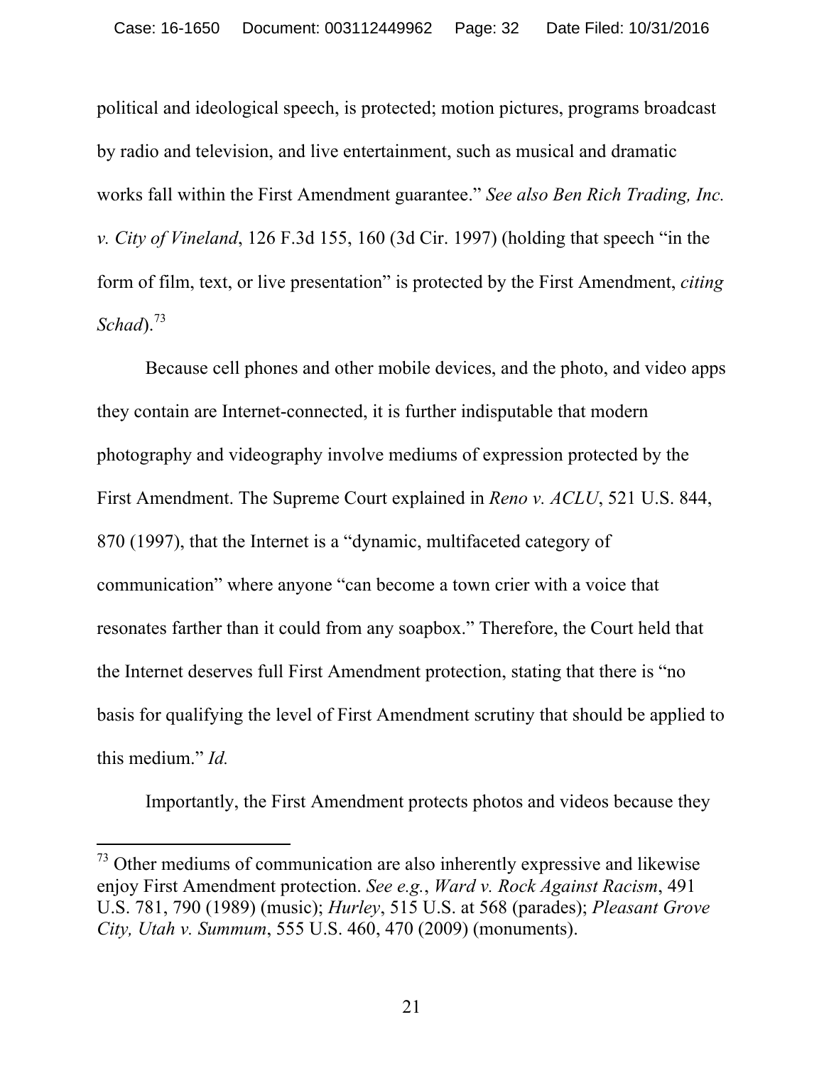political and ideological speech, is protected; motion pictures, programs broadcast by radio and television, and live entertainment, such as musical and dramatic works fall within the First Amendment guarantee." *See also Ben Rich Trading, Inc. v. City of Vineland*, 126 F.3d 155, 160 (3d Cir. 1997) (holding that speech "in the form of film, text, or live presentation" is protected by the First Amendment, *citing Schad*).[73]

Because cell phones and other mobile devices, and the photo, and video apps they contain are Internet-connected, it is further indisputable that modern photography and videography involve mediums of expression protected by the First Amendment. The Supreme Court explained in *Reno v. ACLU*, 521 U.S. 844, 870 (1997), that the Internet is a "dynamic, multifaceted category of communication" where anyone "can become a town crier with a voice that resonates farther than it could from any soapbox." Therefore, the Court held that the Internet deserves full First Amendment protection, stating that there is "no basis for qualifying the level of First Amendment scrutiny that should be applied to this medium." *Id.*

Importantly, the First Amendment protects photos and videos because they

---

[73] Other mediums of communication are also inherently expressive and likewise enjoy First Amendment protection. *See e.g.*, *Ward v. Rock Against Racism*, 491 U.S. 781, 790 (1989) (music); *Hurley*, 515 U.S. at 568 (parades); *Pleasant Grove City, Utah v. Summum*, 555 U.S. 460, 470 (2009) (monuments).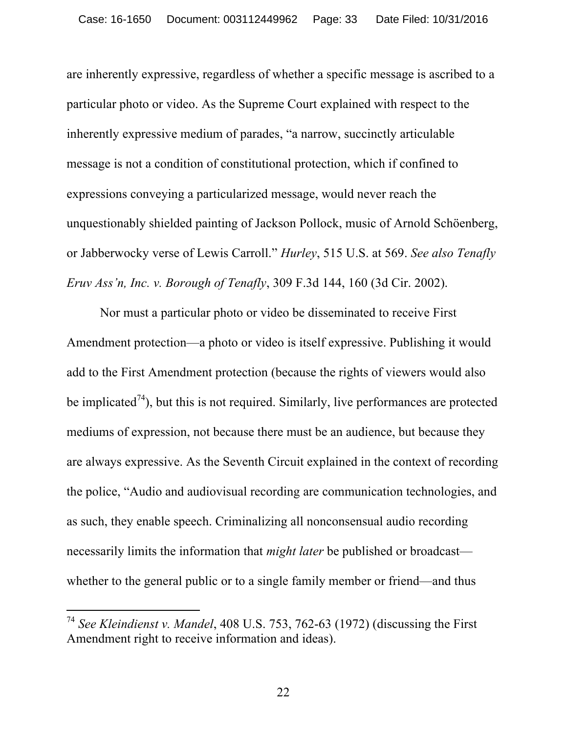are inherently expressive, regardless of whether a specific message is ascribed to a particular photo or video. As the Supreme Court explained with respect to the inherently expressive medium of parades, "a narrow, succinctly articulable message is not a condition of constitutional protection, which if confined to expressions conveying a particularized message, would never reach the unquestionably shielded painting of Jackson Pollock, music of Arnold Schöenberg, or Jabberwocky verse of Lewis Carroll." *Hurley*, 515 U.S. at 569. *See also Tenafly Eruv Ass'n, Inc. v. Borough of Tenafly*, 309 F.3d 144, 160 (3d Cir. 2002).

Nor must a particular photo or video be disseminated to receive First Amendment protection—a photo or video is itself expressive. Publishing it would add to the First Amendment protection (because the rights of viewers would also be implicated[74]), but this is not required. Similarly, live performances are protected mediums of expression, not because there must be an audience, but because they are always expressive. As the Seventh Circuit explained in the context of recording the police, "Audio and audiovisual recording are communication technologies, and as such, they enable speech. Criminalizing all nonconsensual audio recording necessarily limits the information that *might later* be published or broadcast—whether to the general public or to a single family member or friend—and thus

---

[74] *See Kleindienst v. Mandel*, 408 U.S. 753, 762-63 (1972) (discussing the First Amendment right to receive information and ideas).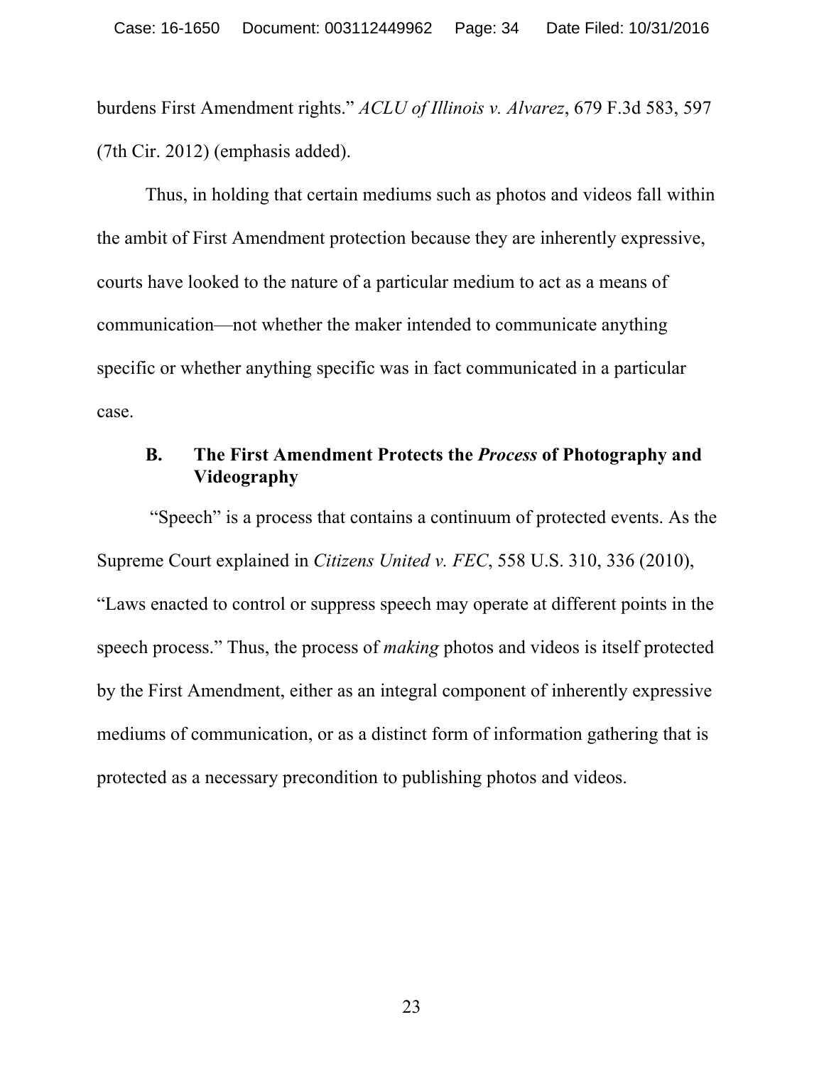burdens First Amendment rights." *ACLU of Illinois v. Alvarez*, 679 F.3d 583, 597 (7th Cir. 2012) (emphasis added).

Thus, in holding that certain mediums such as photos and videos fall within the ambit of First Amendment protection because they are inherently expressive, courts have looked to the nature of a particular medium to act as a means of communication—not whether the maker intended to communicate anything specific or whether anything specific was in fact communicated in a particular case.

### B. The First Amendment Protects the *Process* of Photography and Videography

"Speech" is a process that contains a continuum of protected events. As the Supreme Court explained in *Citizens United v. FEC*, 558 U.S. 310, 336 (2010), "Laws enacted to control or suppress speech may operate at different points in the speech process." Thus, the process of *making* photos and videos is itself protected by the First Amendment, either as an integral component of inherently expressive mediums of communication, or as a distinct form of information gathering that is protected as a necessary precondition to publishing photos and videos.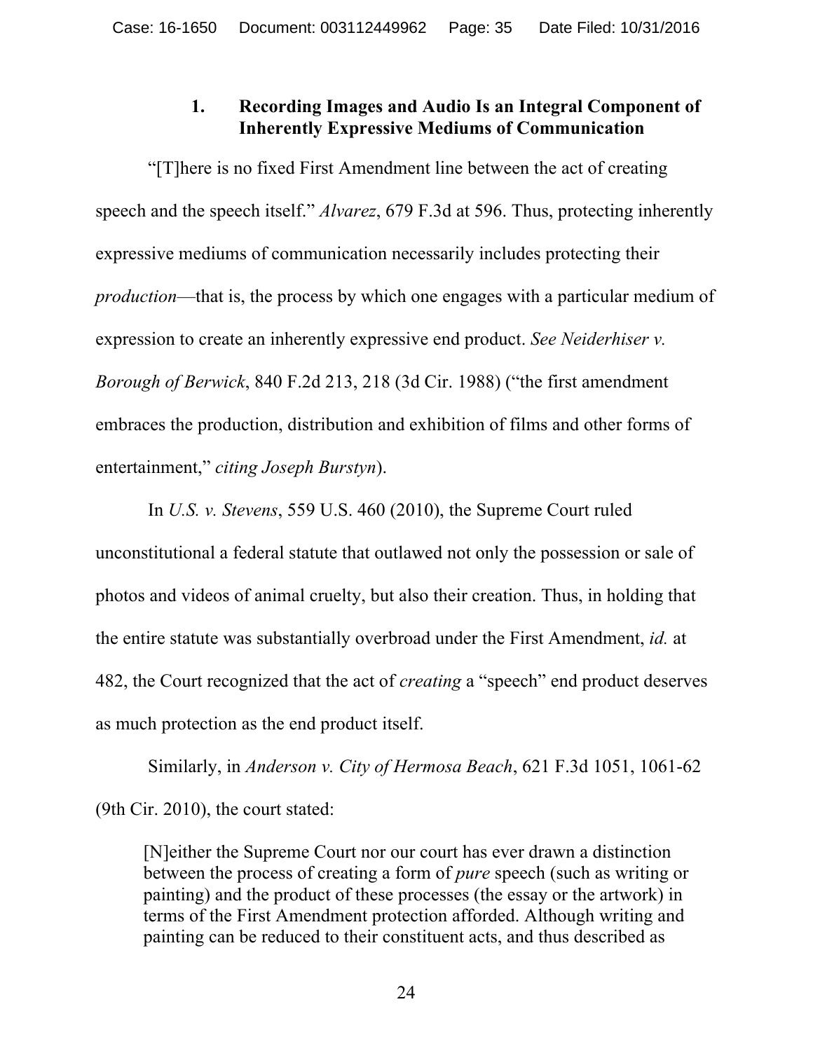### 1. Recording Images and Audio Is an Integral Component of Inherently Expressive Mediums of Communication

"[T]here is no fixed First Amendment line between the act of creating speech and the speech itself." *Alvarez*, 679 F.3d at 596. Thus, protecting inherently expressive mediums of communication necessarily includes protecting their *production*—that is, the process by which one engages with a particular medium of expression to create an inherently expressive end product. *See Neiderhiser v. Borough of Berwick*, 840 F.2d 213, 218 (3d Cir. 1988) ("the first amendment embraces the production, distribution and exhibition of films and other forms of entertainment," *citing Joseph Burstyn*).

In *U.S. v. Stevens*, 559 U.S. 460 (2010), the Supreme Court ruled unconstitutional a federal statute that outlawed not only the possession or sale of photos and videos of animal cruelty, but also their creation. Thus, in holding that the entire statute was substantially overbroad under the First Amendment, *id.* at 482, the Court recognized that the act of *creating* a "speech" end product deserves as much protection as the end product itself.

Similarly, in *Anderson v. City of Hermosa Beach*, 621 F.3d 1051, 1061-62 (9th Cir. 2010), the court stated:

> [N]either the Supreme Court nor our court has ever drawn a distinction between the process of creating a form of *pure* speech (such as writing or painting) and the product of these processes (the essay or the artwork) in terms of the First Amendment protection afforded. Although writing and painting can be reduced to their constituent acts, and thus described as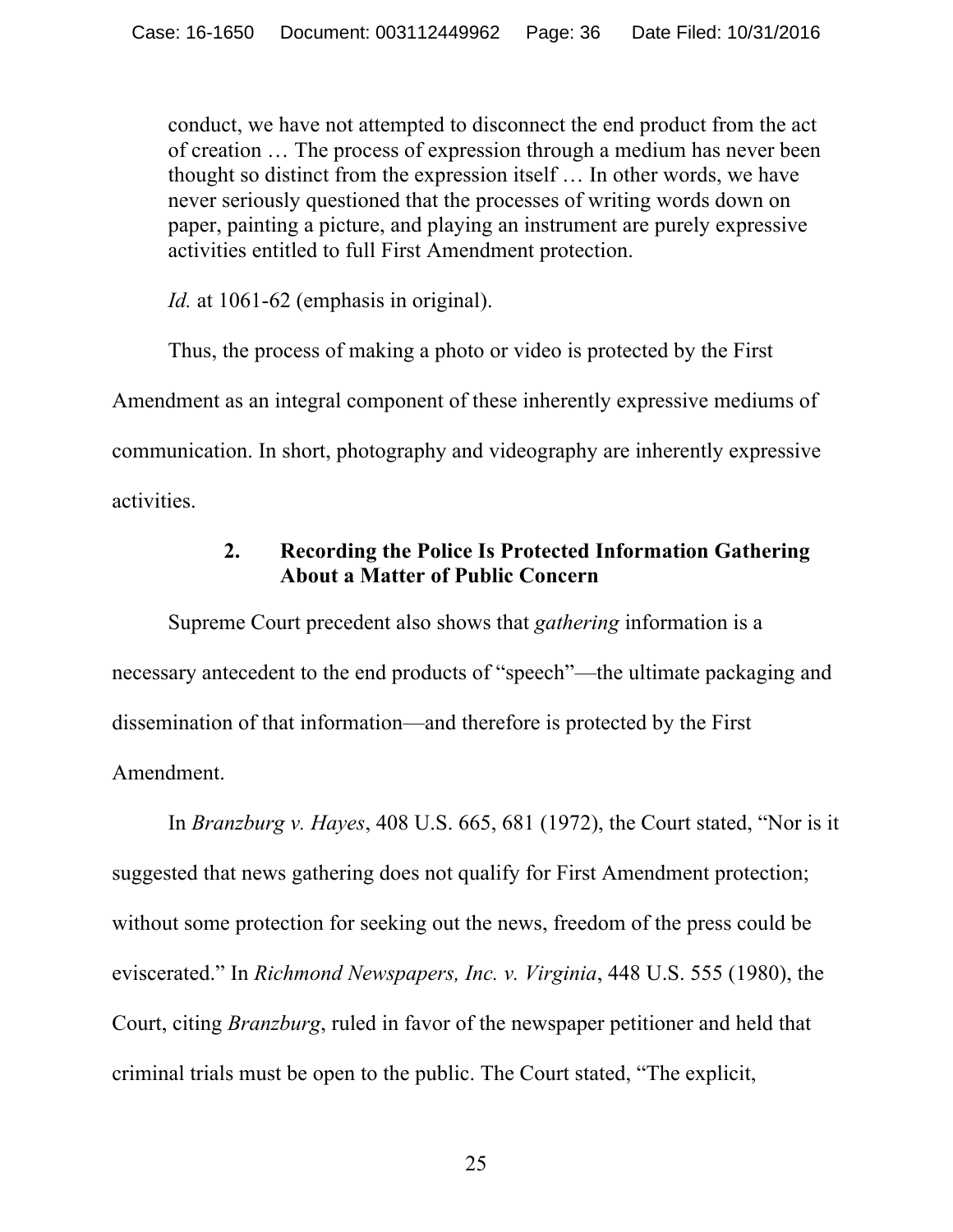> conduct, we have not attempted to disconnect the end product from the act of creation … The process of expression through a medium has never been thought so distinct from the expression itself … In other words, we have never seriously questioned that the processes of writing words down on paper, painting a picture, and playing an instrument are purely expressive activities entitled to full First Amendment protection.

*Id.* at 1061-62 (emphasis in original).

Thus, the process of making a photo or video is protected by the First Amendment as an integral component of these inherently expressive mediums of communication. In short, photography and videography are inherently expressive activities.

### 2. Recording the Police Is Protected Information Gathering About a Matter of Public Concern

Supreme Court precedent also shows that *gathering* information is a necessary antecedent to the end products of "speech"—the ultimate packaging and dissemination of that information—and therefore is protected by the First Amendment.

In *Branzburg v. Hayes*, 408 U.S. 665, 681 (1972), the Court stated, "Nor is it suggested that news gathering does not qualify for First Amendment protection; without some protection for seeking out the news, freedom of the press could be eviscerated." In *Richmond Newspapers, Inc. v. Virginia*, 448 U.S. 555 (1980), the Court, citing *Branzburg*, ruled in favor of the newspaper petitioner and held that criminal trials must be open to the public. The Court stated, "The explicit,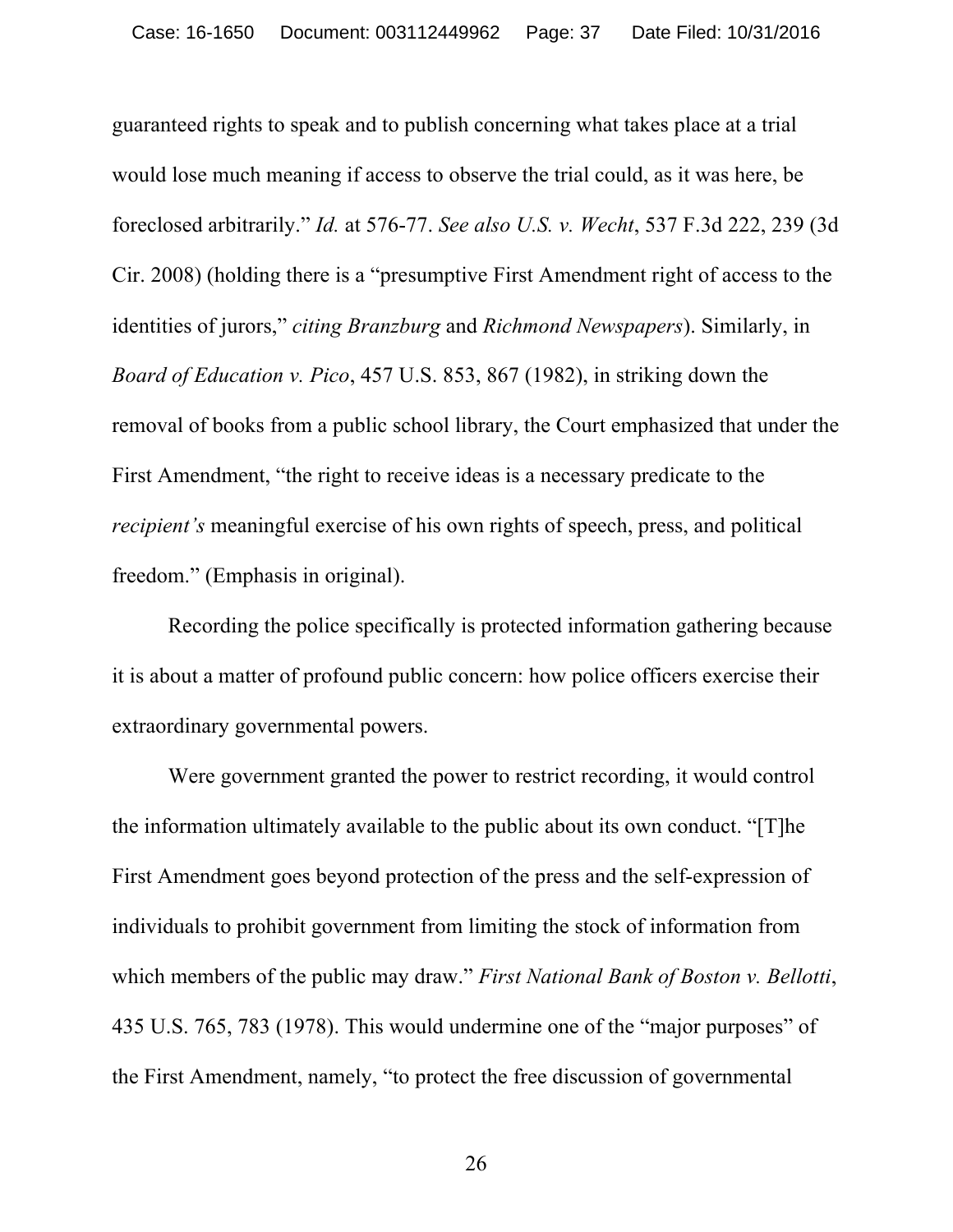guaranteed rights to speak and to publish concerning what takes place at a trial would lose much meaning if access to observe the trial could, as it was here, be foreclosed arbitrarily." *Id.* at 576-77. *See also U.S. v. Wecht*, 537 F.3d 222, 239 (3d Cir. 2008) (holding there is a "presumptive First Amendment right of access to the identities of jurors," *citing Branzburg* and *Richmond Newspapers*). Similarly, in *Board of Education v. Pico*, 457 U.S. 853, 867 (1982), in striking down the removal of books from a public school library, the Court emphasized that under the First Amendment, "the right to receive ideas is a necessary predicate to the *recipient's* meaningful exercise of his own rights of speech, press, and political freedom." (Emphasis in original).

Recording the police specifically is protected information gathering because it is about a matter of profound public concern: how police officers exercise their extraordinary governmental powers.

Were government granted the power to restrict recording, it would control the information ultimately available to the public about its own conduct. "[T]he First Amendment goes beyond protection of the press and the self-expression of individuals to prohibit government from limiting the stock of information from which members of the public may draw." *First National Bank of Boston v. Bellotti*, 435 U.S. 765, 783 (1978). This would undermine one of the "major purposes" of the First Amendment, namely, "to protect the free discussion of governmental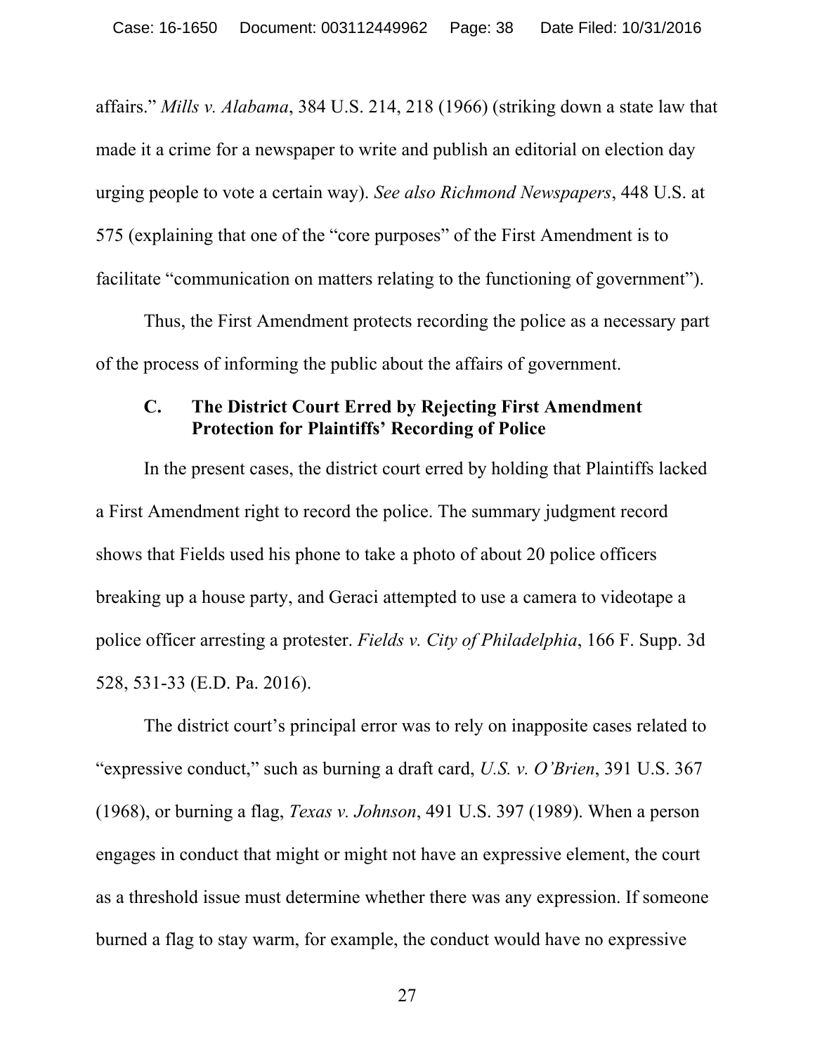affairs." *Mills v. Alabama*, 384 U.S. 214, 218 (1966) (striking down a state law that made it a crime for a newspaper to write and publish an editorial on election day urging people to vote a certain way). *See also Richmond Newspapers*, 448 U.S. at 575 (explaining that one of the "core purposes" of the First Amendment is to facilitate "communication on matters relating to the functioning of government").

Thus, the First Amendment protects recording the police as a necessary part of the process of informing the public about the affairs of government.

### C. The District Court Erred by Rejecting First Amendment Protection for Plaintiffs' Recording of Police

In the present cases, the district court erred by holding that Plaintiffs lacked a First Amendment right to record the police. The summary judgment record shows that Fields used his phone to take a photo of about 20 police officers breaking up a house party, and Geraci attempted to use a camera to videotape a police officer arresting a protester. *Fields v. City of Philadelphia*, 166 F. Supp. 3d 528, 531-33 (E.D. Pa. 2016).

The district court's principal error was to rely on inapposite cases related to "expressive conduct," such as burning a draft card, *U.S. v. O'Brien*, 391 U.S. 367 (1968), or burning a flag, *Texas v. Johnson*, 491 U.S. 397 (1989). When a person engages in conduct that might or might not have an expressive element, the court as a threshold issue must determine whether there was any expression. If someone burned a flag to stay warm, for example, the conduct would have no expressive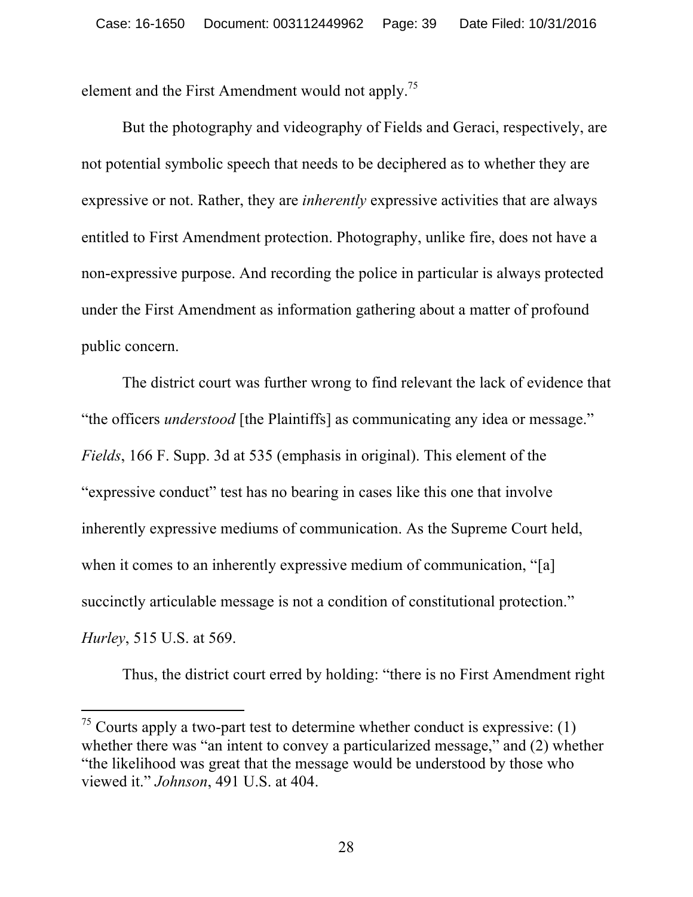element and the First Amendment would not apply.[75]

But the photography and videography of Fields and Geraci, respectively, are not potential symbolic speech that needs to be deciphered as to whether they are expressive or not. Rather, they are *inherently* expressive activities that are always entitled to First Amendment protection. Photography, unlike fire, does not have a non-expressive purpose. And recording the police in particular is always protected under the First Amendment as information gathering about a matter of profound public concern.

The district court was further wrong to find relevant the lack of evidence that "the officers *understood* [the Plaintiffs] as communicating any idea or message." *Fields*, 166 F. Supp. 3d at 535 (emphasis in original). This element of the "expressive conduct" test has no bearing in cases like this one that involve inherently expressive mediums of communication. As the Supreme Court held, when it comes to an inherently expressive medium of communication, "[a] succinctly articulable message is not a condition of constitutional protection." *Hurley*, 515 U.S. at 569.

Thus, the district court erred by holding: "there is no First Amendment right

---

[75] Courts apply a two-part test to determine whether conduct is expressive: (1) whether there was "an intent to convey a particularized message," and (2) whether "the likelihood was great that the message would be understood by those who viewed it." *Johnson*, 491 U.S. at 404.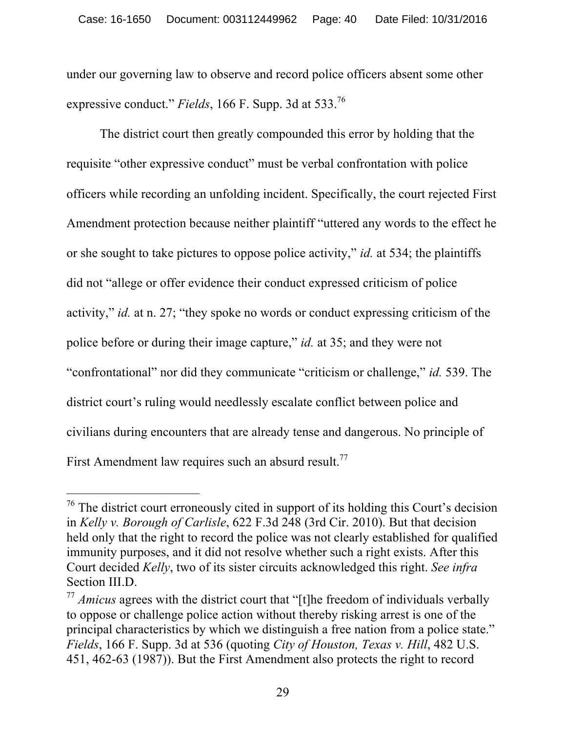under our governing law to observe and record police officers absent some other expressive conduct." *Fields*, 166 F. Supp. 3d at 533.[76]

The district court then greatly compounded this error by holding that the requisite "other expressive conduct" must be verbal confrontation with police officers while recording an unfolding incident. Specifically, the court rejected First Amendment protection because neither plaintiff "uttered any words to the effect he or she sought to take pictures to oppose police activity," *id.* at 534; the plaintiffs did not "allege or offer evidence their conduct expressed criticism of police activity," *id.* at n. 27; "they spoke no words or conduct expressing criticism of the police before or during their image capture," *id.* at 35; and they were not "confrontational" nor did they communicate "criticism or challenge," *id.* 539. The district court's ruling would needlessly escalate conflict between police and civilians during encounters that are already tense and dangerous. No principle of First Amendment law requires such an absurd result.[77]

---

[76] The district court erroneously cited in support of its holding this Court's decision in *Kelly v. Borough of Carlisle*, 622 F.3d 248 (3rd Cir. 2010). But that decision held only that the right to record the police was not clearly established for qualified immunity purposes, and it did not resolve whether such a right exists. After this Court decided *Kelly*, two of its sister circuits acknowledged this right. *See infra* Section III.D.

[77] *Amicus* agrees with the district court that "[t]he freedom of individuals verbally to oppose or challenge police action without thereby risking arrest is one of the principal characteristics by which we distinguish a free nation from a police state." *Fields*, 166 F. Supp. 3d at 536 (quoting *City of Houston, Texas v. Hill*, 482 U.S. 451, 462-63 (1987)). But the First Amendment also protects the right to record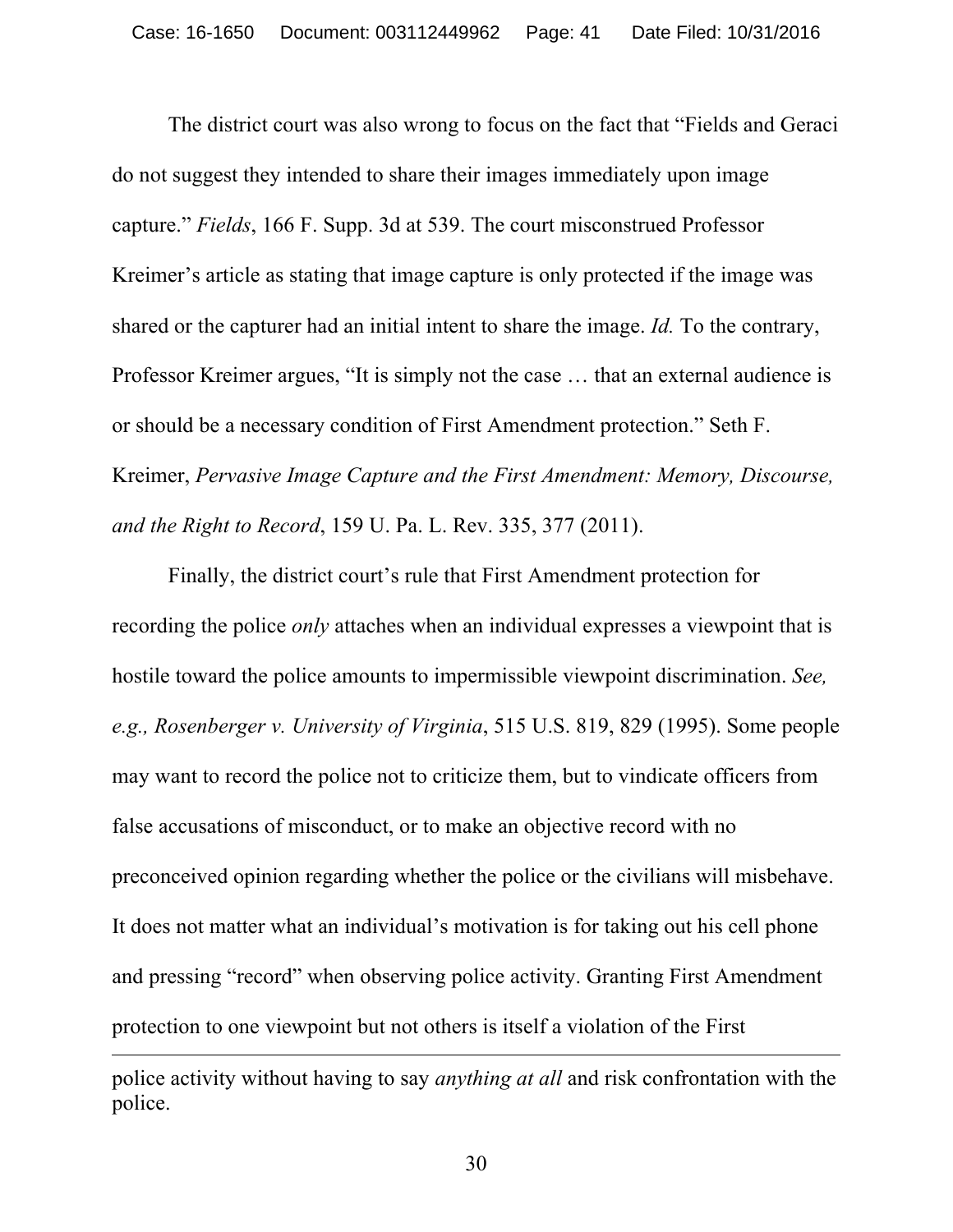The district court was also wrong to focus on the fact that “Fields and Geraci do not suggest they intended to share their images immediately upon image capture.” *Fields*, 166 F. Supp. 3d at 539. The court misconstrued Professor Kreimer’s article as stating that image capture is only protected if the image was shared or the capturer had an initial intent to share the image. *Id.* To the contrary, Professor Kreimer argues, “It is simply not the case … that an external audience is or should be a necessary condition of First Amendment protection.” Seth F. Kreimer, *Pervasive Image Capture and the First Amendment: Memory, Discourse, and the Right to Record*, 159 U. Pa. L. Rev. 335, 377 (2011).

Finally, the district court’s rule that First Amendment protection for recording the police *only* attaches when an individual expresses a viewpoint that is hostile toward the police amounts to impermissible viewpoint discrimination. *See, e.g., Rosenberger v. University of Virginia*, 515 U.S. 819, 829 (1995). Some people may want to record the police not to criticize them, but to vindicate officers from false accusations of misconduct, or to make an objective record with no preconceived opinion regarding whether the police or the civilians will misbehave. It does not matter what an individual’s motivation is for taking out his cell phone and pressing “record” when observing police activity. Granting First Amendment protection to one viewpoint but not others is itself a violation of the First

---

police activity without having to say *anything at all* and risk confrontation with the police.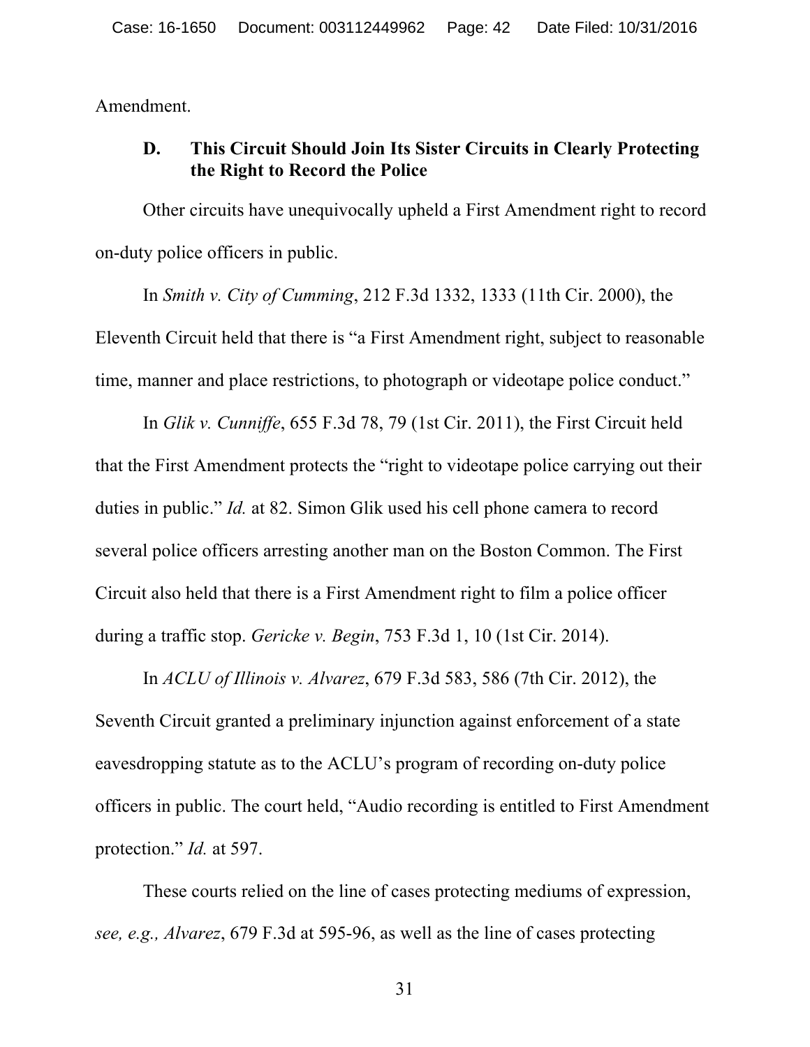Amendment.

### D. This Circuit Should Join Its Sister Circuits in Clearly Protecting the Right to Record the Police

Other circuits have unequivocally upheld a First Amendment right to record on-duty police officers in public.

In *Smith v. City of Cumming*, 212 F.3d 1332, 1333 (11th Cir. 2000), the Eleventh Circuit held that there is "a First Amendment right, subject to reasonable time, manner and place restrictions, to photograph or videotape police conduct."

In *Glik v. Cunniffe*, 655 F.3d 78, 79 (1st Cir. 2011), the First Circuit held that the First Amendment protects the "right to videotape police carrying out their duties in public." *Id.* at 82. Simon Glik used his cell phone camera to record several police officers arresting another man on the Boston Common. The First Circuit also held that there is a First Amendment right to film a police officer during a traffic stop. *Gericke v. Begin*, 753 F.3d 1, 10 (1st Cir. 2014).

In *ACLU of Illinois v. Alvarez*, 679 F.3d 583, 586 (7th Cir. 2012), the Seventh Circuit granted a preliminary injunction against enforcement of a state eavesdropping statute as to the ACLU's program of recording on-duty police officers in public. The court held, "Audio recording is entitled to First Amendment protection." *Id.* at 597.

These courts relied on the line of cases protecting mediums of expression, *see, e.g., Alvarez*, 679 F.3d at 595-96, as well as the line of cases protecting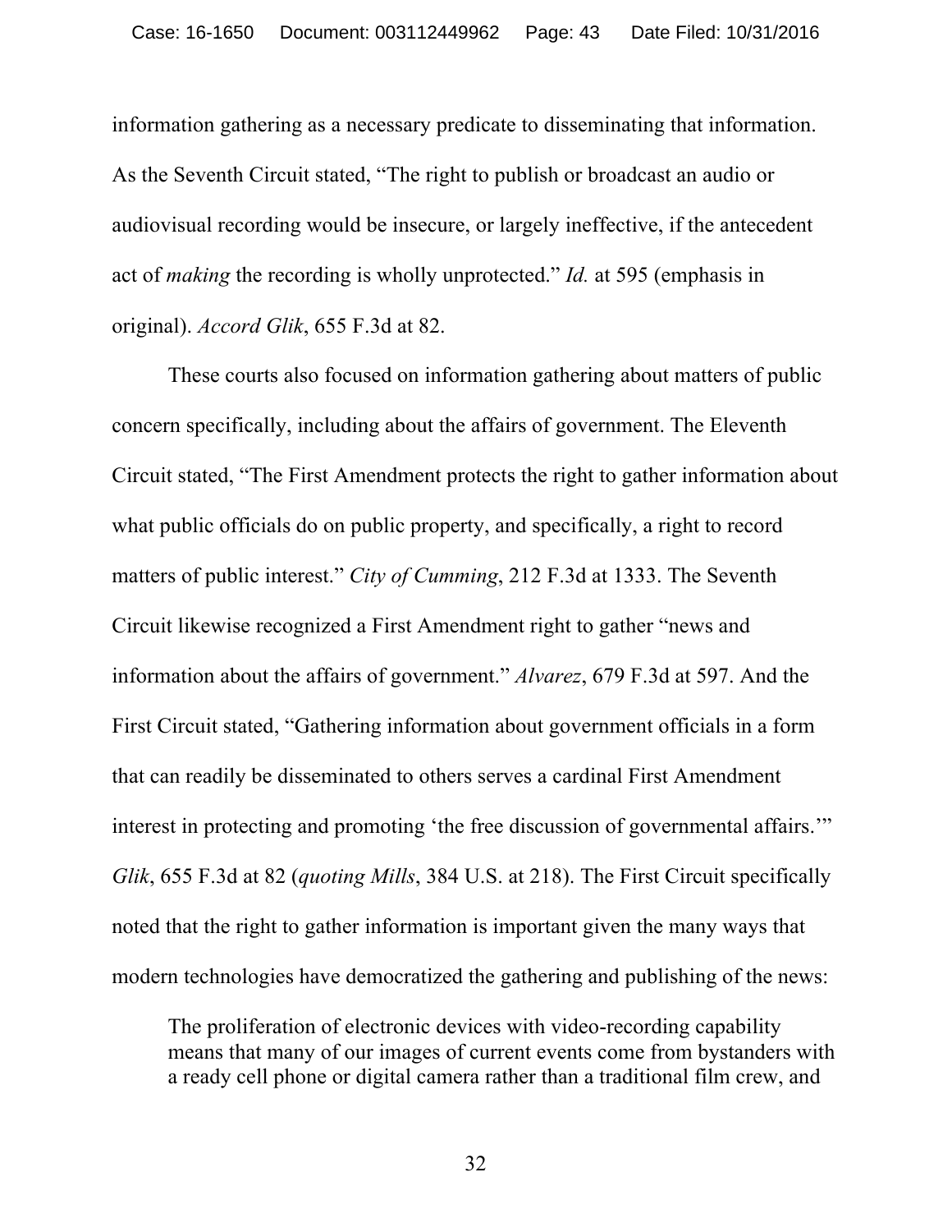information gathering as a necessary predicate to disseminating that information. As the Seventh Circuit stated, "The right to publish or broadcast an audio or audiovisual recording would be insecure, or largely ineffective, if the antecedent act of *making* the recording is wholly unprotected." *Id.* at 595 (emphasis in original). *Accord Glik*, 655 F.3d at 82.

These courts also focused on information gathering about matters of public concern specifically, including about the affairs of government. The Eleventh Circuit stated, "The First Amendment protects the right to gather information about what public officials do on public property, and specifically, a right to record matters of public interest." *City of Cumming*, 212 F.3d at 1333. The Seventh Circuit likewise recognized a First Amendment right to gather "news and information about the affairs of government." *Alvarez*, 679 F.3d at 597. And the First Circuit stated, "Gathering information about government officials in a form that can readily be disseminated to others serves a cardinal First Amendment interest in protecting and promoting 'the free discussion of governmental affairs.'" *Glik*, 655 F.3d at 82 (*quoting Mills*, 384 U.S. at 218). The First Circuit specifically noted that the right to gather information is important given the many ways that modern technologies have democratized the gathering and publishing of the news:

> The proliferation of electronic devices with video-recording capability means that many of our images of current events come from bystanders with a ready cell phone or digital camera rather than a traditional film crew, and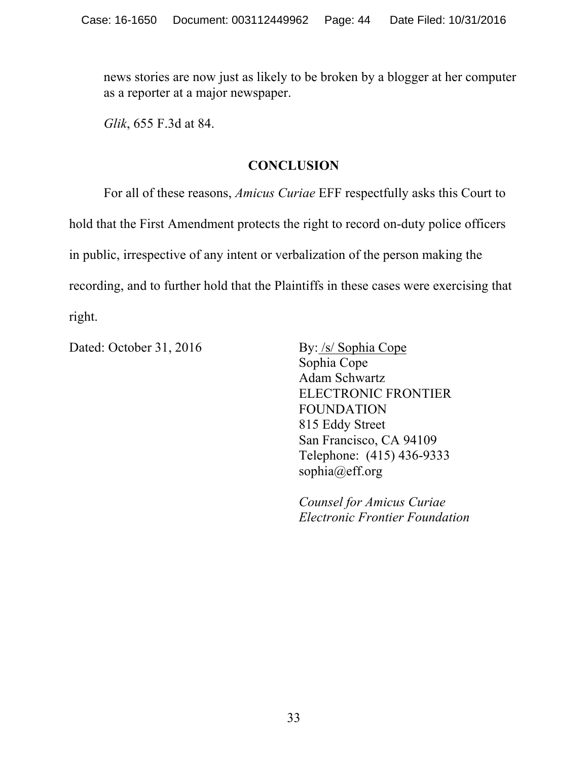> news stories are now just as likely to be broken by a blogger at her computer as a reporter at a major newspaper.
>
> *Glik*, 655 F.3d at 84.

## CONCLUSION

For all of these reasons, *Amicus Curiae* EFF respectfully asks this Court to hold that the First Amendment protects the right to record on-duty police officers in public, irrespective of any intent or verbalization of the person making the recording, and to further hold that the Plaintiffs in these cases were exercising that right.

Dated: October 31, 2016

By: /s/ Sophia Cope
Sophia Cope
Adam Schwartz
ELECTRONIC FRONTIER FOUNDATION
815 Eddy Street
San Francisco, CA 94109
Telephone: (415) 436-9333
sophia@eff.org

*Counsel for Amicus Curiae Electronic Frontier Foundation*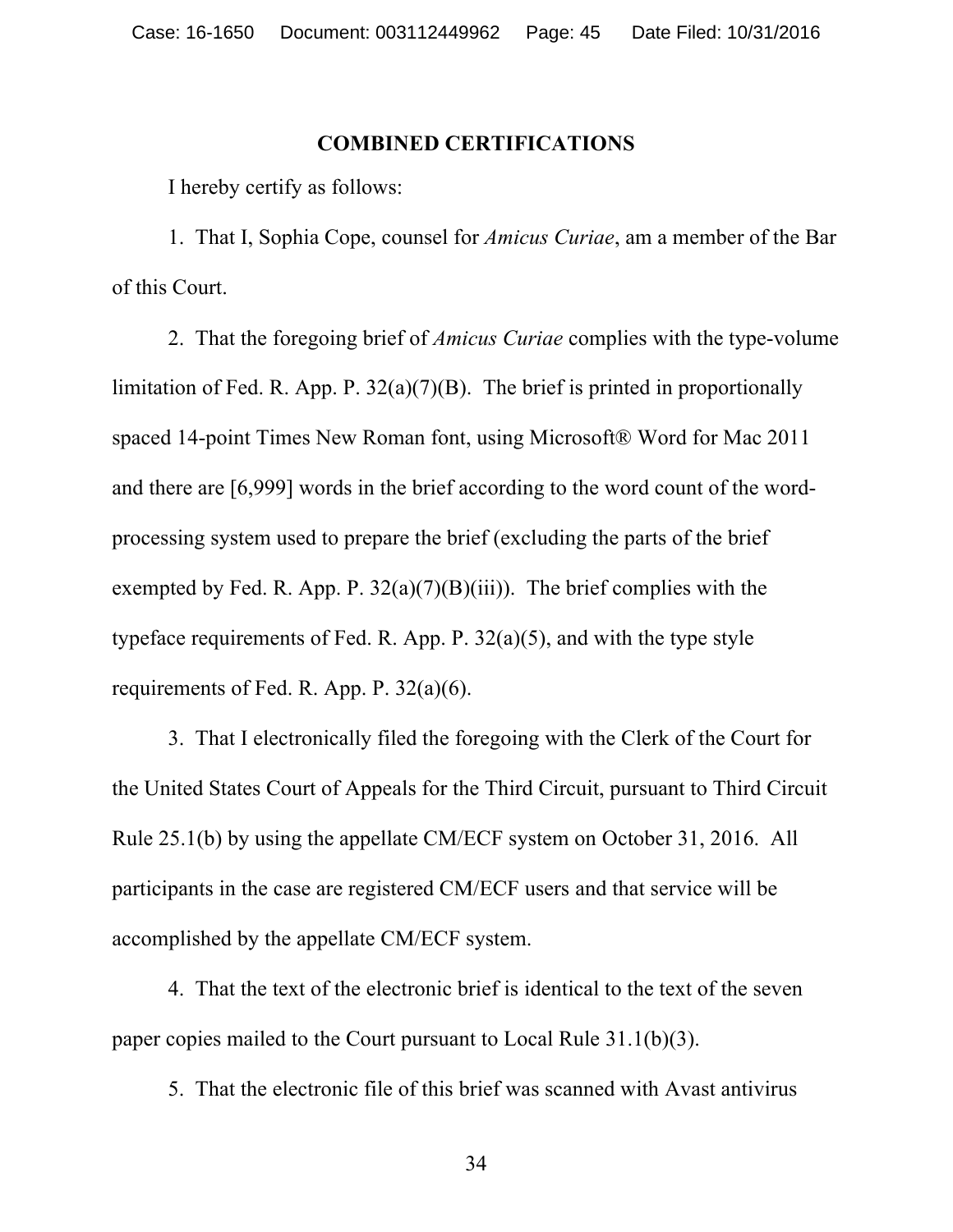## COMBINED CERTIFICATIONS

I hereby certify as follows:

1. That I, Sophia Cope, counsel for *Amicus Curiae*, am a member of the Bar of this Court.

2. That the foregoing brief of *Amicus Curiae* complies with the type-volume limitation of Fed. R. App. P. 32(a)(7)(B). The brief is printed in proportionally spaced 14-point Times New Roman font, using Microsoft® Word for Mac 2011 and there are [6,999] words in the brief according to the word count of the word-processing system used to prepare the brief (excluding the parts of the brief exempted by Fed. R. App. P. 32(a)(7)(B)(iii)). The brief complies with the typeface requirements of Fed. R. App. P. 32(a)(5), and with the type style requirements of Fed. R. App. P. 32(a)(6).

3. That I electronically filed the foregoing with the Clerk of the Court for the United States Court of Appeals for the Third Circuit, pursuant to Third Circuit Rule 25.1(b) by using the appellate CM/ECF system on October 31, 2016. All participants in the case are registered CM/ECF users and that service will be accomplished by the appellate CM/ECF system.

4. That the text of the electronic brief is identical to the text of the seven paper copies mailed to the Court pursuant to Local Rule 31.1(b)(3).

5. That the electronic file of this brief was scanned with Avast antivirus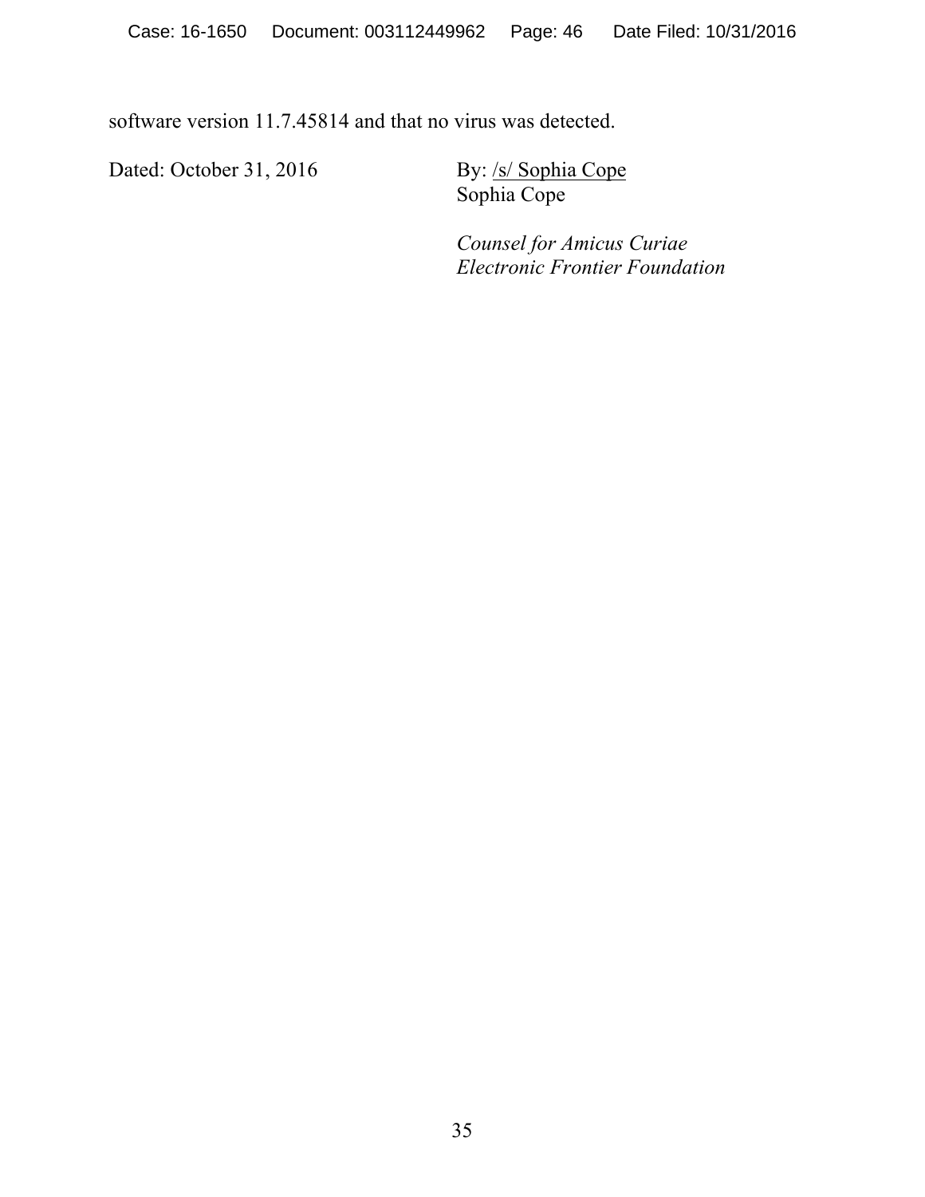software version 11.7.45814 and that no virus was detected.

Dated: October 31, 2016

By: /s/ Sophia Cope
Sophia Cope

*Counsel for Amicus Curiae*
*Electronic Frontier Foundation*